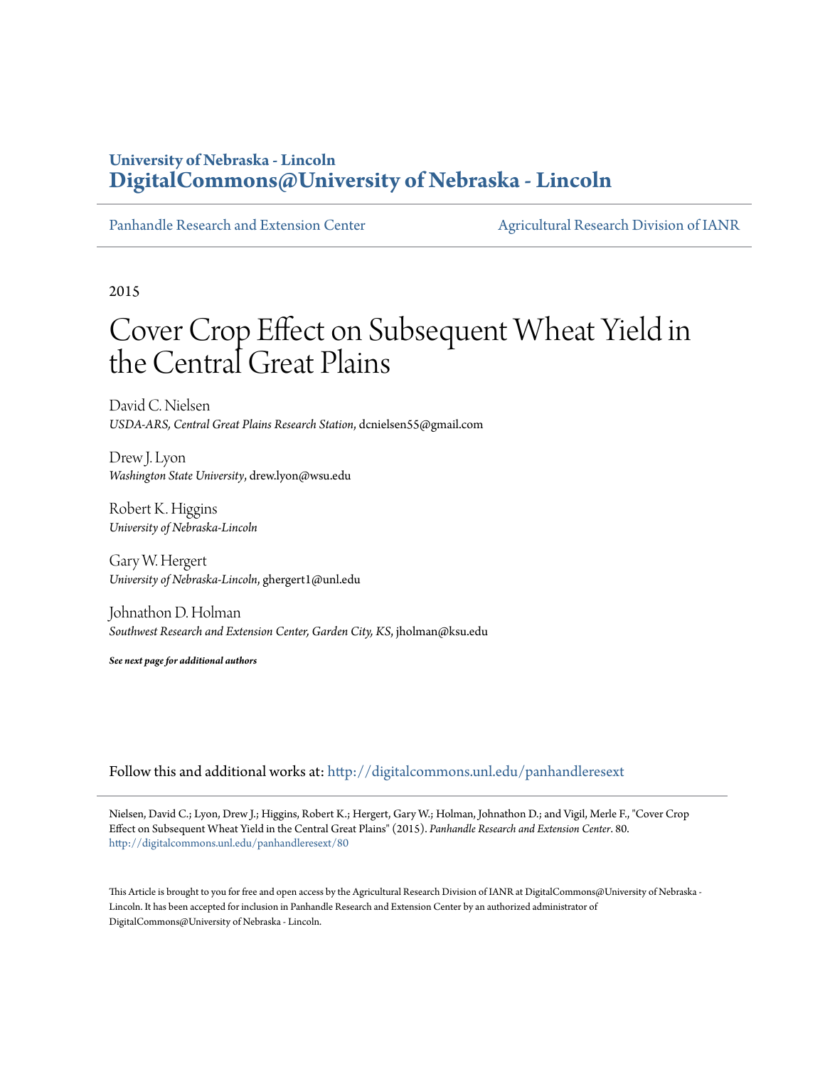**University of Nebraska - Lincoln**
**DigitalCommons@University of Nebraska - Lincoln**

Panhandle Research and Extension Center | Agricultural Research Division of IANR

2015

# Cover Crop Effect on Subsequent Wheat Yield in the Central Great Plains

David C. Nielsen
*USDA-ARS, Central Great Plains Research Station*, dcnielsen55@gmail.com

Drew J. Lyon
*Washington State University*, drew.lyon@wsu.edu

Robert K. Higgins
*University of Nebraska-Lincoln*

Gary W. Hergert
*University of Nebraska-Lincoln*, ghergert1@unl.edu

Johnathon D. Holman
*Southwest Research and Extension Center, Garden City, KS*, jholman@ksu.edu

***See next page for additional authors***

Follow this and additional works at: http://digitalcommons.unl.edu/panhandleresext

Nielsen, David C.; Lyon, Drew J.; Higgins, Robert K.; Hergert, Gary W.; Holman, Johnathon D.; and Vigil, Merle F., "Cover Crop Effect on Subsequent Wheat Yield in the Central Great Plains" (2015). *Panhandle Research and Extension Center*. 80.
http://digitalcommons.unl.edu/panhandleresext/80

This Article is brought to you for free and open access by the Agricultural Research Division of IANR at DigitalCommons@University of Nebraska - Lincoln. It has been accepted for inclusion in Panhandle Research and Extension Center by an authorized administrator of DigitalCommons@University of Nebraska - Lincoln.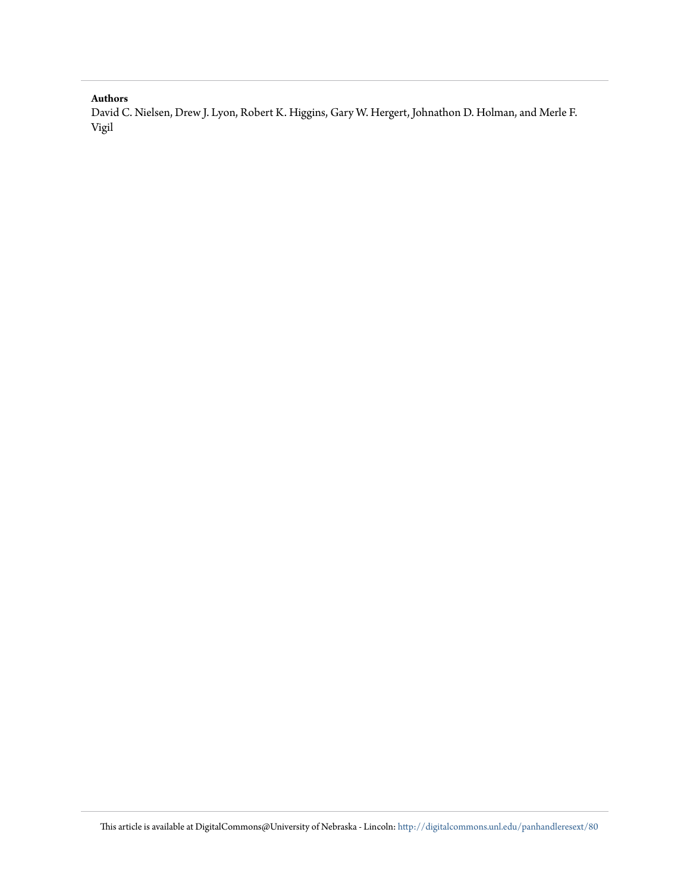**Authors**

David C. Nielsen, Drew J. Lyon, Robert K. Higgins, Gary W. Hergert, Johnathon D. Holman, and Merle F. Vigil

This article is available at DigitalCommons@University of Nebraska - Lincoln: http://digitalcommons.unl.edu/panhandleresext/80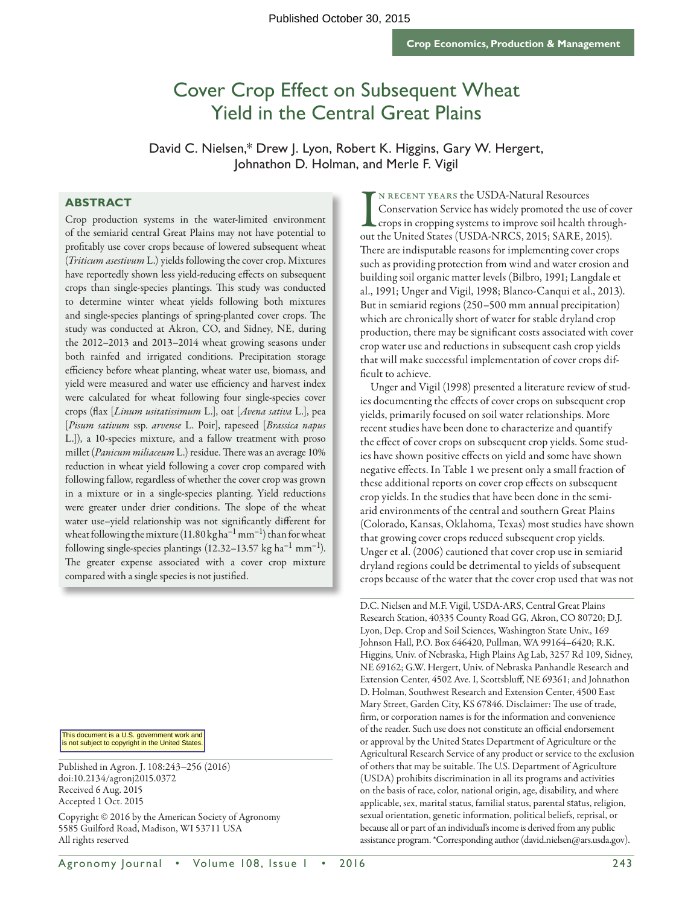Published October 30, 2015

Crop Economics, Production & Management

# Cover Crop Effect on Subsequent Wheat Yield in the Central Great Plains

David C. Nielsen,* Drew J. Lyon, Robert K. Higgins, Gary W. Hergert, Johnathon D. Holman, and Merle F. Vigil

## ABSTRACT

Crop production systems in the water-limited environment of the semiarid central Great Plains may not have potential to profitably use cover crops because of lowered subsequent wheat (*Triticum asestivum* L.) yields following the cover crop. Mixtures have reportedly shown less yield-reducing effects on subsequent crops than single-species plantings. This study was conducted to determine winter wheat yields following both mixtures and single-species plantings of spring-planted cover crops. The study was conducted at Akron, CO, and Sidney, NE, during the 2012–2013 and 2013–2014 wheat growing seasons under both rainfed and irrigated conditions. Precipitation storage efficiency before wheat planting, wheat water use, biomass, and yield were measured and water use efficiency and harvest index were calculated for wheat following four single-species cover crops (flax [*Linum usitatissimum* L.], oat [*Avena sativa* L.], pea [*Pisum sativum* ssp. *arvense* L. Poir], rapeseed [*Brassica napus* L.]), a 10-species mixture, and a fallow treatment with proso millet (*Panicum miliaceum* L.) residue. There was an average 10% reduction in wheat yield following a cover crop compared with following fallow, regardless of whether the cover crop was grown in a mixture or in a single-species planting. Yield reductions were greater under drier conditions. The slope of the wheat water use–yield relationship was not significantly different for wheat following the mixture (11.80 kg ha$^{-1}$ mm$^{-1}$) than for wheat following single-species plantings (12.32–13.57 kg ha$^{-1}$ mm$^{-1}$). The greater expense associated with a cover crop mixture compared with a single species is not justified.

This document is a U.S. government work and is not subject to copyright in the United States.

Published in Agron. J. 108:243–256 (2016)
doi:10.2134/agronj2015.0372
Received 6 Aug. 2015
Accepted 1 Oct. 2015

Copyright © 2016 by the American Society of Agronomy
5585 Guilford Road, Madison, WI 53711 USA
All rights reserved

In recent years the USDA-Natural Resources Conservation Service has widely promoted the use of cover crops in cropping systems to improve soil health throughout the United States (USDA-NRCS, 2015; SARE, 2015). There are indisputable reasons for implementing cover crops such as providing protection from wind and water erosion and building soil organic matter levels (Bilbro, 1991; Langdale et al., 1991; Unger and Vigil, 1998; Blanco-Canqui et al., 2013). But in semiarid regions (250–500 mm annual precipitation) which are chronically short of water for stable dryland crop production, there may be significant costs associated with cover crop water use and reductions in subsequent cash crop yields that will make successful implementation of cover crops difficult to achieve.

Unger and Vigil (1998) presented a literature review of studies documenting the effects of cover crops on subsequent crop yields, primarily focused on soil water relationships. More recent studies have been done to characterize and quantify the effect of cover crops on subsequent crop yields. Some studies have shown positive effects on yield and some have shown negative effects. In Table 1 we present only a small fraction of these additional reports on cover crop effects on subsequent crop yields. In the studies that have been done in the semiarid environments of the central and southern Great Plains (Colorado, Kansas, Oklahoma, Texas) most studies have shown that growing cover crops reduced subsequent crop yields. Unger et al. (2006) cautioned that cover crop use in semiarid dryland regions could be detrimental to yields of subsequent crops because of the water that the cover crop used that was not

D.C. Nielsen and M.F. Vigil, USDA-ARS, Central Great Plains Research Station, 40335 County Road GG, Akron, CO 80720; D.J. Lyon, Dep. Crop and Soil Sciences, Washington State Univ., 169 Johnson Hall, P.O. Box 646420, Pullman, WA 99164–6420; R.K. Higgins, Univ. of Nebraska, High Plains Ag Lab, 3257 Rd 109, Sidney, NE 69162; G.W. Hergert, Univ. of Nebraska Panhandle Research and Extension Center, 4502 Ave. I, Scottsbluff, NE 69361; and Johnathon D. Holman, Southwest Research and Extension Center, 4500 East Mary Street, Garden City, KS 67846. Disclaimer: The use of trade, firm, or corporation names is for the information and convenience of the reader. Such use does not constitute an official endorsement or approval by the United States Department of Agriculture or the Agricultural Research Service of any product or service to the exclusion of others that may be suitable. The U.S. Department of Agriculture (USDA) prohibits discrimination in all its programs and activities on the basis of race, color, national origin, age, disability, and where applicable, sex, marital status, familial status, parental status, religion, sexual orientation, genetic information, political beliefs, reprisal, or because all or part of an individual's income is derived from any public assistance program. *Corresponding author (david.nielsen@ars.usda.gov).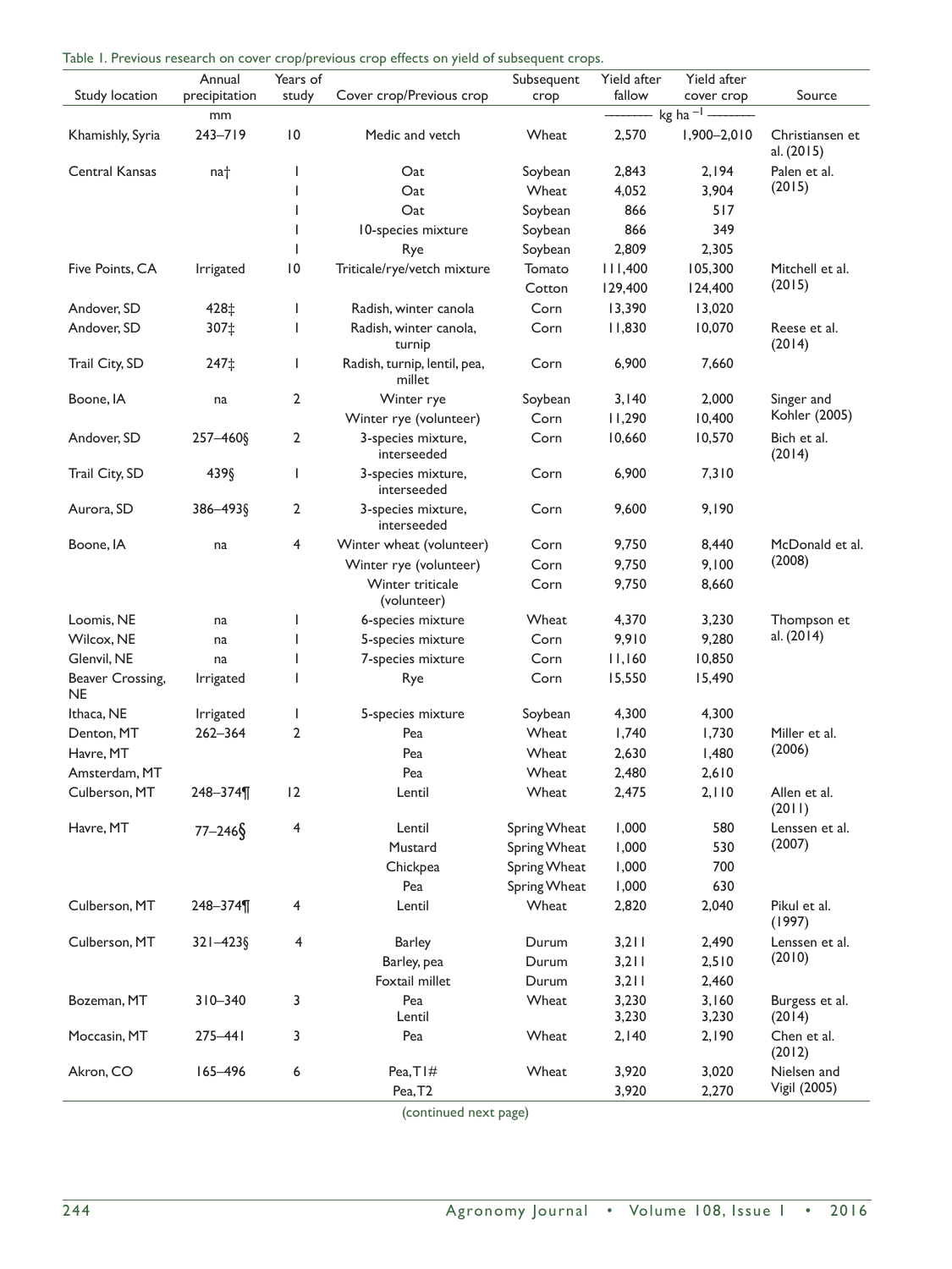Table 1. Previous research on cover crop/previous crop effects on yield of subsequent crops.

| Study location | Annual precipitation | Years of study | Cover crop/Previous crop | Subsequent crop | Yield after fallow | Yield after cover crop | Source |
|---|---|---|---|---|---|---|---|
| | mm | | | | kg ha $^{-1}$ | | |
| Khamishly, Syria | 243–719 | 10 | Medic and vetch | Wheat | 2,570 | 1,900–2,010 | Christiansen et al. (2015) |
| Central Kansas | na† | 1 | Oat | Soybean | 2,843 | 2,194 | Palen et al. (2015) |
| | | 1 | Oat | Wheat | 4,052 | 3,904 | |
| | | 1 | Oat | Soybean | 866 | 517 | |
| | | 1 | 10-species mixture | Soybean | 866 | 349 | |
| | | 1 | Rye | Soybean | 2,809 | 2,305 | |
| Five Points, CA | Irrigated | 10 | Triticale/rye/vetch mixture | Tomato | 111,400 | 105,300 | Mitchell et al. (2015) |
| | | | | Cotton | 129,400 | 124,400 | |
| Andover, SD | 428‡ | 1 | Radish, winter canola | Corn | 13,390 | 13,020 | |
| Andover, SD | 307‡ | 1 | Radish, winter canola, turnip | Corn | 11,830 | 10,070 | Reese et al. (2014) |
| Trail City, SD | 247‡ | 1 | Radish, turnip, lentil, pea, millet | Corn | 6,900 | 7,660 | |
| Boone, IA | na | 2 | Winter rye | Soybean | 3,140 | 2,000 | Singer and Kohler (2005) |
| | | | Winter rye (volunteer) | Corn | 11,290 | 10,400 | |
| Andover, SD | 257–460§ | 2 | 3-species mixture, interseeded | Corn | 10,660 | 10,570 | Bich et al. (2014) |
| Trail City, SD | 439§ | 1 | 3-species mixture, interseeded | Corn | 6,900 | 7,310 | |
| Aurora, SD | 386–493§ | 2 | 3-species mixture, interseeded | Corn | 9,600 | 9,190 | |
| Boone, IA | na | 4 | Winter wheat (volunteer) | Corn | 9,750 | 8,440 | McDonald et al. (2008) |
| | | | Winter rye (volunteer) | Corn | 9,750 | 9,100 | |
| | | | Winter triticale (volunteer) | Corn | 9,750 | 8,660 | |
| Loomis, NE | na | 1 | 6-species mixture | Wheat | 4,370 | 3,230 | Thompson et al. (2014) |
| Wilcox, NE | na | 1 | 5-species mixture | Corn | 9,910 | 9,280 | |
| Glenvil, NE | na | 1 | 7-species mixture | Corn | 11,160 | 10,850 | |
| Beaver Crossing, NE | Irrigated | 1 | Rye | Corn | 15,550 | 15,490 | |
| Ithaca, NE | Irrigated | 1 | 5-species mixture | Soybean | 4,300 | 4,300 | |
| Denton, MT | 262–364 | 2 | Pea | Wheat | 1,740 | 1,730 | Miller et al. (2006) |
| Havre, MT | | | Pea | Wheat | 2,630 | 1,480 | |
| Amsterdam, MT | | | Pea | Wheat | 2,480 | 2,610 | |
| Culberson, MT | 248–374¶ | 12 | Lentil | Wheat | 2,475 | 2,110 | Allen et al. (2011) |
| Havre, MT | 77–246§ | 4 | Lentil | Spring Wheat | 1,000 | 580 | Lenssen et al. (2007) |
| | | | Mustard | Spring Wheat | 1,000 | 530 | |
| | | | Chickpea | Spring Wheat | 1,000 | 700 | |
| | | | Pea | Spring Wheat | 1,000 | 630 | |
| Culberson, MT | 248–374¶ | 4 | Lentil | Wheat | 2,820 | 2,040 | Pikul et al. (1997) |
| Culberson, MT | 321–423§ | 4 | Barley | Durum | 3,211 | 2,490 | Lenssen et al. (2010) |
| | | | Barley, pea | Durum | 3,211 | 2,510 | |
| | | | Foxtail millet | Durum | 3,211 | 2,460 | |
| Bozeman, MT | 310–340 | 3 | Pea | Wheat | 3,230 | 3,160 | Burgess et al. (2014) |
| | | | Lentil | | 3,230 | 3,230 | |
| Moccasin, MT | 275–441 | 3 | Pea | Wheat | 2,140 | 2,190 | Chen et al. (2012) |
| Akron, CO | 165–496 | 6 | Pea, T1# | Wheat | 3,920 | 3,020 | Nielsen and Vigil (2005) |
| | | | Pea, T2 | | 3,920 | 2,270 | |

(continued next page)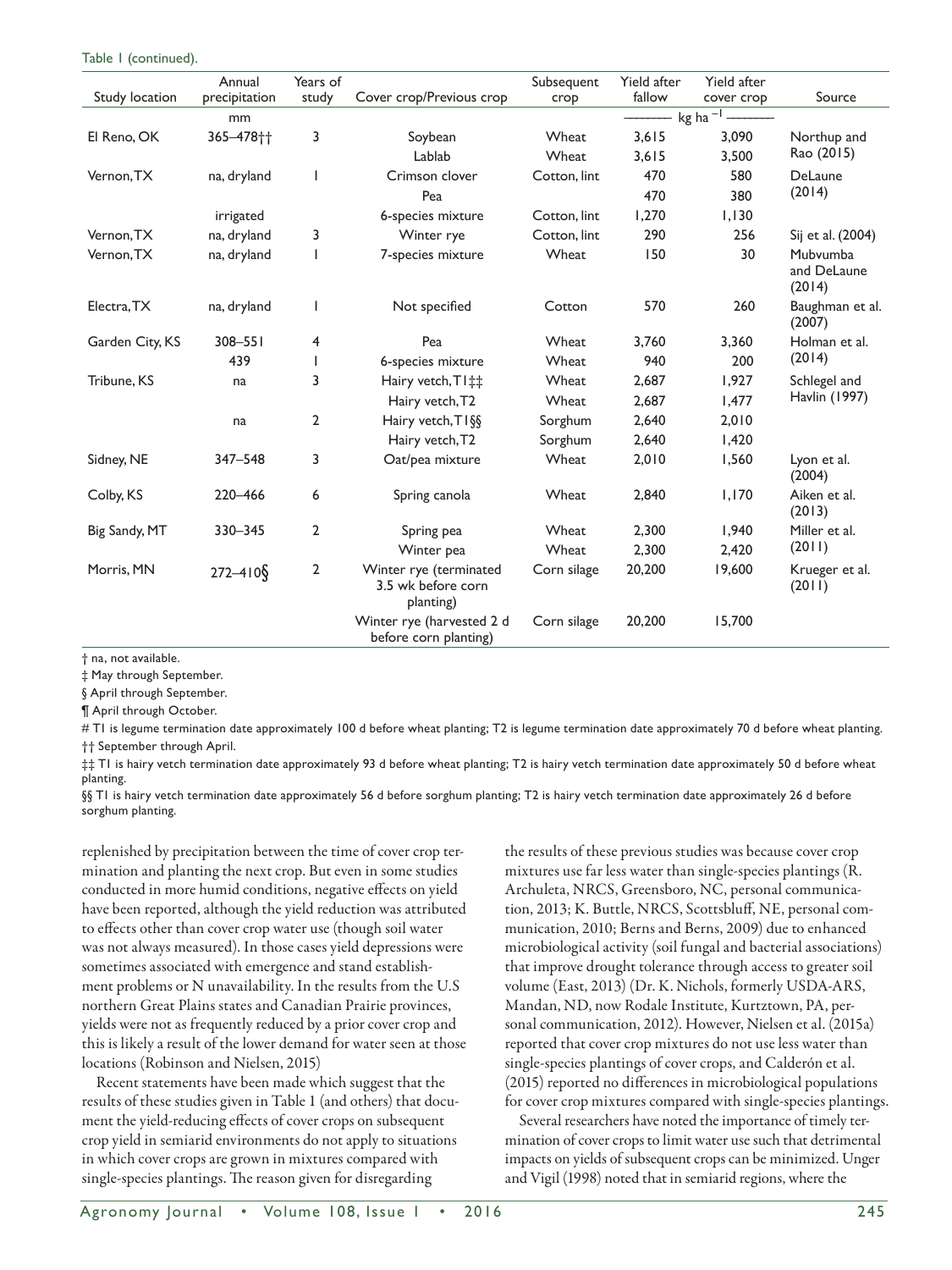Table 1 (continued).

| Study location | Annual precipitation | Years of study | Cover crop/Previous crop | Subsequent crop | Yield after fallow | Yield after cover crop | Source |
|---|---|---|---|---|---|---|---|
| | mm | | | | ——— kg ha$^{-1}$ ——— | | |
| El Reno, OK | 365–478†† | 3 | Soybean | Wheat | 3,615 | 3,090 | Northup and Rao (2015) |
| | | | Lablab | Wheat | 3,615 | 3,500 | |
| Vernon, TX | na, dryland | 1 | Crimson clover | Cotton, lint | 470 | 580 | DeLaune (2014) |
| | | | Pea | | 470 | 380 | |
| | irrigated | | 6-species mixture | Cotton, lint | 1,270 | 1,130 | |
| Vernon, TX | na, dryland | 3 | Winter rye | Cotton, lint | 290 | 256 | Sij et al. (2004) |
| Vernon, TX | na, dryland | 1 | 7-species mixture | Wheat | 150 | 30 | Mubvumba and DeLaune (2014) |
| Electra, TX | na, dryland | 1 | Not specified | Cotton | 570 | 260 | Baughman et al. (2007) |
| Garden City, KS | 308–551 | 4 | Pea | Wheat | 3,760 | 3,360 | Holman et al. (2014) |
| | 439 | 1 | 6-species mixture | Wheat | 940 | 200 | |
| Tribune, KS | na | 3 | Hairy vetch, T1‡‡ | Wheat | 2,687 | 1,927 | Schlegel and Havlin (1997) |
| | | | Hairy vetch, T2 | Wheat | 2,687 | 1,477 | |
| | na | 2 | Hairy vetch, T1§§ | Sorghum | 2,640 | 2,010 | |
| | | | Hairy vetch, T2 | Sorghum | 2,640 | 1,420 | |
| Sidney, NE | 347–548 | 3 | Oat/pea mixture | Wheat | 2,010 | 1,560 | Lyon et al. (2004) |
| Colby, KS | 220–466 | 6 | Spring canola | Wheat | 2,840 | 1,170 | Aiken et al. (2013) |
| Big Sandy, MT | 330–345 | 2 | Spring pea | Wheat | 2,300 | 1,940 | Miller et al. (2011) |
| | | | Winter pea | Wheat | 2,300 | 2,420 | |
| Morris, MN | 272–410§ | 2 | Winter rye (terminated 3.5 wk before corn planting) | Corn silage | 20,200 | 19,600 | Krueger et al. (2011) |
| | | | Winter rye (harvested 2 d before corn planting) | Corn silage | 20,200 | 15,700 | |

† na, not available.

‡ May through September.

§ April through September.

¶ April through October.

# T1 is legume termination date approximately 100 d before wheat planting; T2 is legume termination date approximately 70 d before wheat planting.

†† September through April.

‡‡ T1 is hairy vetch termination date approximately 93 d before wheat planting; T2 is hairy vetch termination date approximately 50 d before wheat planting.

§§ T1 is hairy vetch termination date approximately 56 d before sorghum planting; T2 is hairy vetch termination date approximately 26 d before sorghum planting.

replenished by precipitation between the time of cover crop termination and planting the next crop. But even in some studies conducted in more humid conditions, negative effects on yield have been reported, although the yield reduction was attributed to effects other than cover crop water use (though soil water was not always measured). In those cases yield depressions were sometimes associated with emergence and stand establishment problems or N unavailability. In the results from the U.S northern Great Plains states and Canadian Prairie provinces, yields were not as frequently reduced by a prior cover crop and this is likely a result of the lower demand for water seen at those locations (Robinson and Nielsen, 2015)

Recent statements have been made which suggest that the results of these studies given in Table 1 (and others) that document the yield-reducing effects of cover crops on subsequent crop yield in semiarid environments do not apply to situations in which cover crops are grown in mixtures compared with single-species plantings. The reason given for disregarding the results of these previous studies was because cover crop mixtures use far less water than single-species plantings (R. Archuleta, NRCS, Greensboro, NC, personal communication, 2013; K. Buttle, NRCS, Scottsbluff, NE, personal communication, 2012; Berns and Berns, 2009) due to enhanced microbiological activity (soil fungal and bacterial associations) that improve drought tolerance through access to greater soil volume (East, 2013) (Dr. K. Nichols, formerly USDA-ARS, Mandan, ND, now Rodale Institute, Kurtztown, PA, personal communication, 2012). However, Nielsen et al. (2015a) reported that cover crop mixtures do not use less water than single-species plantings of cover crops, and Calderón et al. (2015) reported no differences in microbiological populations for cover crop mixtures compared with single-species plantings.

Several researchers have noted the importance of timely termination of cover crops to limit water use such that detrimental impacts on yields of subsequent crops can be minimized. Unger and Vigil (1998) noted that in semiarid regions, where the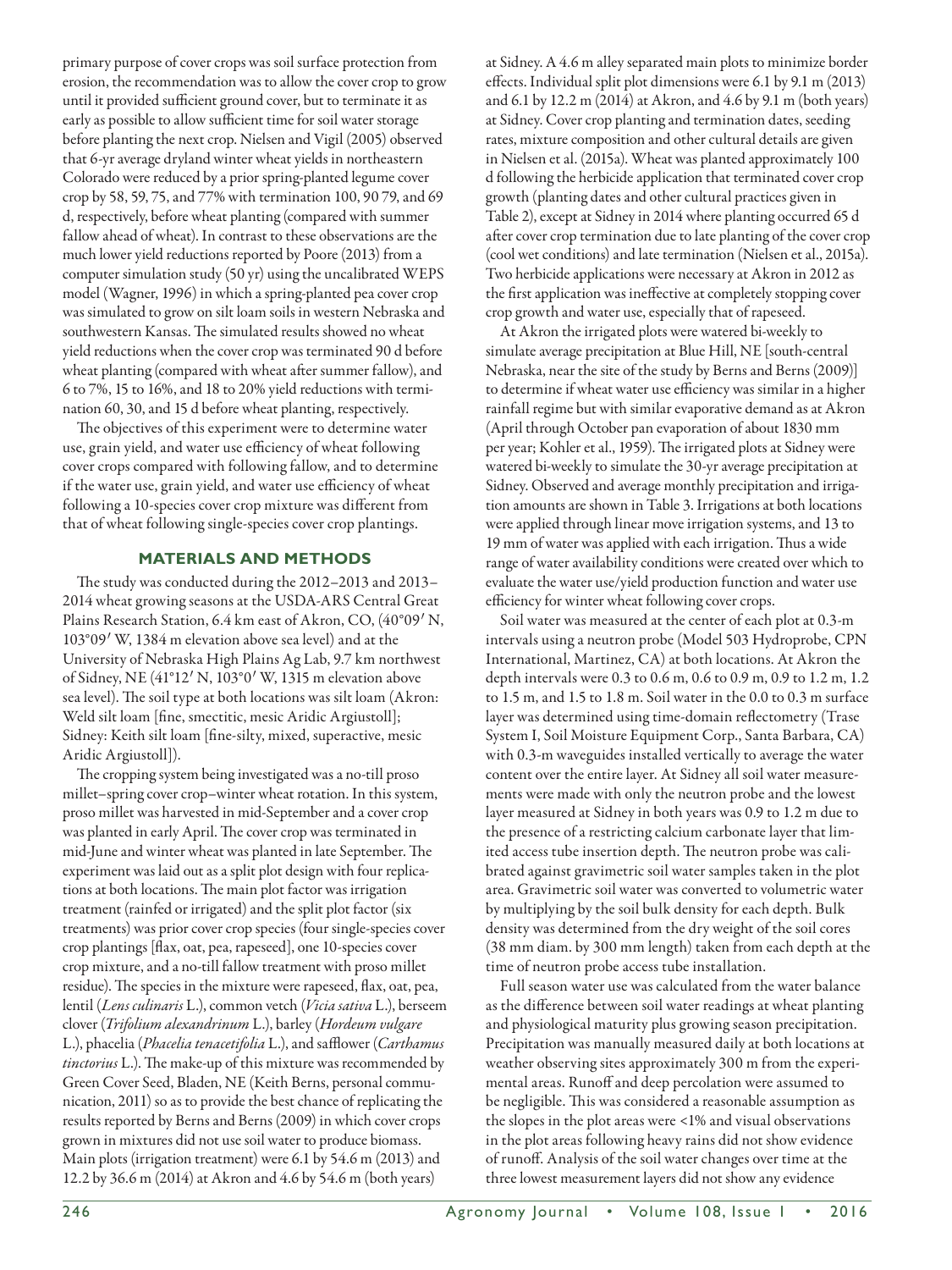primary purpose of cover crops was soil surface protection from erosion, the recommendation was to allow the cover crop to grow until it provided sufficient ground cover, but to terminate it as early as possible to allow sufficient time for soil water storage before planting the next crop. Nielsen and Vigil (2005) observed that 6-yr average dryland winter wheat yields in northeastern Colorado were reduced by a prior spring-planted legume cover crop by 58, 59, 75, and 77% with termination 100, 90 79, and 69 d, respectively, before wheat planting (compared with summer fallow ahead of wheat). In contrast to these observations are the much lower yield reductions reported by Poore (2013) from a computer simulation study (50 yr) using the uncalibrated WEPS model (Wagner, 1996) in which a spring-planted pea cover crop was simulated to grow on silt loam soils in western Nebraska and southwestern Kansas. The simulated results showed no wheat yield reductions when the cover crop was terminated 90 d before wheat planting (compared with wheat after summer fallow), and 6 to 7%, 15 to 16%, and 18 to 20% yield reductions with termination 60, 30, and 15 d before wheat planting, respectively.

The objectives of this experiment were to determine water use, grain yield, and water use efficiency of wheat following cover crops compared with following fallow, and to determine if the water use, grain yield, and water use efficiency of wheat following a 10-species cover crop mixture was different from that of wheat following single-species cover crop plantings.

## MATERIALS AND METHODS

The study was conducted during the 2012–2013 and 2013–2014 wheat growing seasons at the USDA-ARS Central Great Plains Research Station, 6.4 km east of Akron, CO, (40°09′ N, 103°09′ W, 1384 m elevation above sea level) and at the University of Nebraska High Plains Ag Lab, 9.7 km northwest of Sidney, NE (41°12′ N, 103°0′ W, 1315 m elevation above sea level). The soil type at both locations was silt loam (Akron: Weld silt loam [fine, smectitic, mesic Aridic Argiustoll]; Sidney: Keith silt loam [fine-silty, mixed, superactive, mesic Aridic Argiustoll]).

The cropping system being investigated was a no-till proso millet–spring cover crop–winter wheat rotation. In this system, proso millet was harvested in mid-September and a cover crop was planted in early April. The cover crop was terminated in mid-June and winter wheat was planted in late September. The experiment was laid out as a split plot design with four replications at both locations. The main plot factor was irrigation treatment (rainfed or irrigated) and the split plot factor (six treatments) was prior cover crop species (four single-species cover crop plantings [flax, oat, pea, rapeseed], one 10-species cover crop mixture, and a no-till fallow treatment with proso millet residue). The species in the mixture were rapeseed, flax, oat, pea, lentil (*Lens culinaris* L.), common vetch (*Vicia sativa* L.), berseem clover (*Trifolium alexandrinum* L.), barley (*Hordeum vulgare* L.), phacelia (*Phacelia tenacetifolia* L.), and safflower (*Carthamus tinctorius* L.). The make-up of this mixture was recommended by Green Cover Seed, Bladen, NE (Keith Berns, personal communication, 2011) so as to provide the best chance of replicating the results reported by Berns and Berns (2009) in which cover crops grown in mixtures did not use soil water to produce biomass. Main plots (irrigation treatment) were 6.1 by 54.6 m (2013) and 12.2 by 36.6 m (2014) at Akron and 4.6 by 54.6 m (both years) at Sidney. A 4.6 m alley separated main plots to minimize border effects. Individual split plot dimensions were 6.1 by 9.1 m (2013) and 6.1 by 12.2 m (2014) at Akron, and 4.6 by 9.1 m (both years) at Sidney. Cover crop planting and termination dates, seeding rates, mixture composition and other cultural details are given in Nielsen et al. (2015a). Wheat was planted approximately 100 d following the herbicide application that terminated cover crop growth (planting dates and other cultural practices given in Table 2), except at Sidney in 2014 where planting occurred 65 d after cover crop termination due to late planting of the cover crop (cool wet conditions) and late termination (Nielsen et al., 2015a). Two herbicide applications were necessary at Akron in 2012 as the first application was ineffective at completely stopping cover crop growth and water use, especially that of rapeseed.

At Akron the irrigated plots were watered bi-weekly to simulate average precipitation at Blue Hill, NE [south-central Nebraska, near the site of the study by Berns and Berns (2009)] to determine if wheat water use efficiency was similar in a higher rainfall regime but with similar evaporative demand as at Akron (April through October pan evaporation of about 1830 mm per year; Kohler et al., 1959). The irrigated plots at Sidney were watered bi-weekly to simulate the 30-yr average precipitation at Sidney. Observed and average monthly precipitation and irrigation amounts are shown in Table 3. Irrigations at both locations were applied through linear move irrigation systems, and 13 to 19 mm of water was applied with each irrigation. Thus a wide range of water availability conditions were created over which to evaluate the water use/yield production function and water use efficiency for winter wheat following cover crops.

Soil water was measured at the center of each plot at 0.3-m intervals using a neutron probe (Model 503 Hydroprobe, CPN International, Martinez, CA) at both locations. At Akron the depth intervals were 0.3 to 0.6 m, 0.6 to 0.9 m, 0.9 to 1.2 m, 1.2 to 1.5 m, and 1.5 to 1.8 m. Soil water in the 0.0 to 0.3 m surface layer was determined using time-domain reflectometry (Trase System I, Soil Moisture Equipment Corp., Santa Barbara, CA) with 0.3-m waveguides installed vertically to average the water content over the entire layer. At Sidney all soil water measurements were made with only the neutron probe and the lowest layer measured at Sidney in both years was 0.9 to 1.2 m due to the presence of a restricting calcium carbonate layer that limited access tube insertion depth. The neutron probe was calibrated against gravimetric soil water samples taken in the plot area. Gravimetric soil water was converted to volumetric water by multiplying by the soil bulk density for each depth. Bulk density was determined from the dry weight of the soil cores (38 mm diam. by 300 mm length) taken from each depth at the time of neutron probe access tube installation.

Full season water use was calculated from the water balance as the difference between soil water readings at wheat planting and physiological maturity plus growing season precipitation. Precipitation was manually measured daily at both locations at weather observing sites approximately 300 m from the experimental areas. Runoff and deep percolation were assumed to be negligible. This was considered a reasonable assumption as the slopes in the plot areas were <1% and visual observations in the plot areas following heavy rains did not show evidence of runoff. Analysis of the soil water changes over time at the three lowest measurement layers did not show any evidence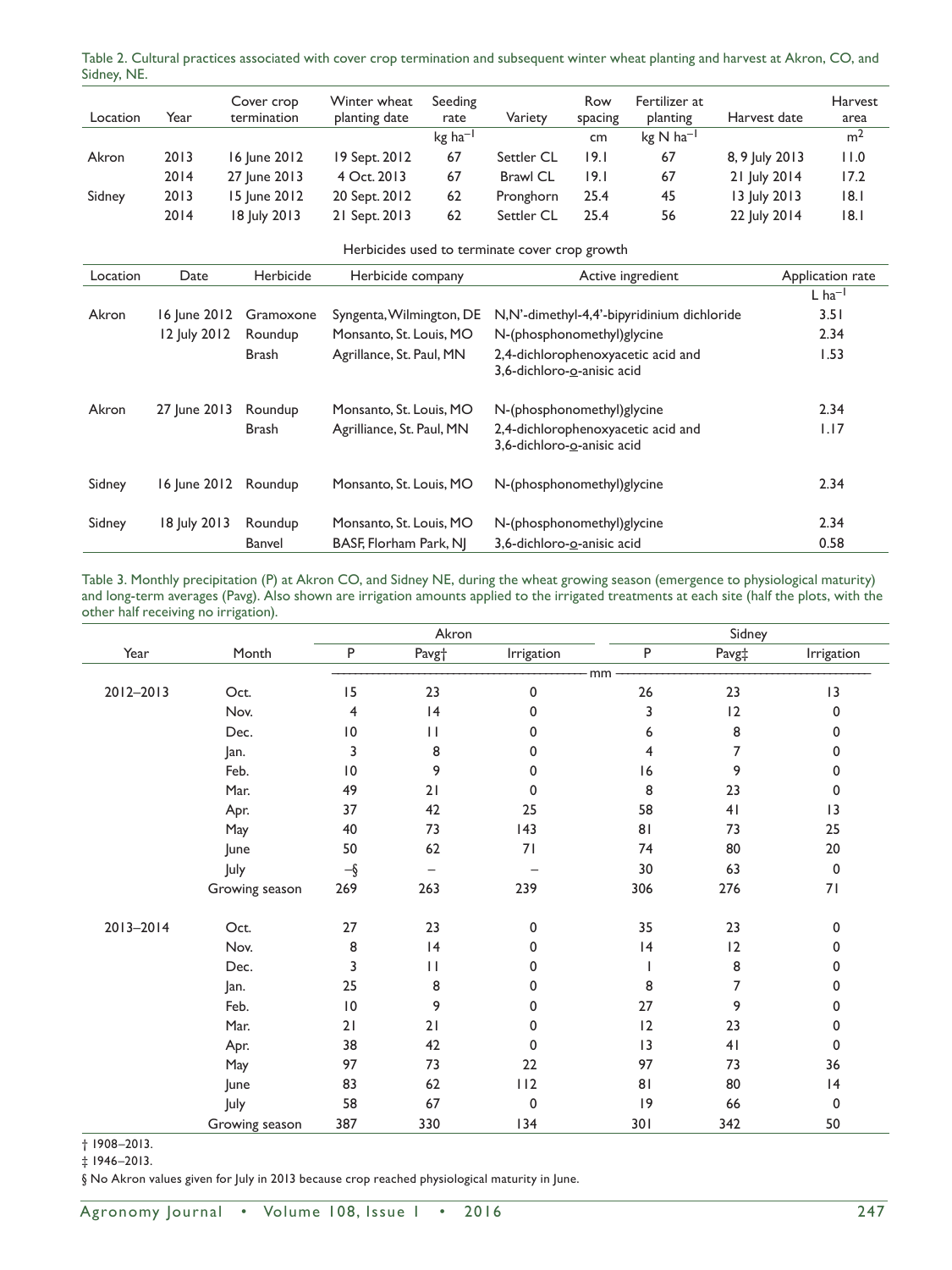Table 2. Cultural practices associated with cover crop termination and subsequent winter wheat planting and harvest at Akron, CO, and Sidney, NE.

| Location | Year | Cover crop termination | Winter wheat planting date | Seeding rate | Variety | Row spacing | Fertilizer at planting | Harvest date | Harvest area |
|---|---|---|---|---|---|---|---|---|---|
| | | | | kg ha$^{-1}$ | | cm | kg N ha$^{-1}$ | | m$^2$ |
| Akron | 2013 | 16 June 2012 | 19 Sept. 2012 | 67 | Settler CL | 19.1 | 67 | 8, 9 July 2013 | 11.0 |
| | 2014 | 27 June 2013 | 4 Oct. 2013 | 67 | Brawl CL | 19.1 | 67 | 21 July 2014 | 17.2 |
| Sidney | 2013 | 15 June 2012 | 20 Sept. 2012 | 62 | Pronghorn | 25.4 | 45 | 13 July 2013 | 18.1 |
| | 2014 | 18 July 2013 | 21 Sept. 2013 | 62 | Settler CL | 25.4 | 56 | 22 July 2014 | 18.1 |

Herbicides used to terminate cover crop growth

| Location | Date | Herbicide | Herbicide company | Active ingredient | Application rate |
|---|---|---|---|---|---|
| | | | | | L ha$^{-1}$ |
| Akron | 16 June 2012 | Gramoxone | Syngenta, Wilmington, DE | N,N'-dimethyl-4,4'-bipyridinium dichloride | 3.51 |
| | 12 July 2012 | Roundup | Monsanto, St. Louis, MO | N-(phosphonomethyl)glycine | 2.34 |
| | | Brash | Agrillance, St. Paul, MN | 2,4-dichlorophenoxyacetic acid and 3,6-dichloro-o-anisic acid | 1.53 |
| Akron | 27 June 2013 | Roundup | Monsanto, St. Louis, MO | N-(phosphonomethyl)glycine | 2.34 |
| | | Brash | Agrilliance, St. Paul, MN | 2,4-dichlorophenoxyacetic acid and 3,6-dichloro-o-anisic acid | 1.17 |
| Sidney | 16 June 2012 | Roundup | Monsanto, St. Louis, MO | N-(phosphonomethyl)glycine | 2.34 |
| Sidney | 18 July 2013 | Roundup | Monsanto, St. Louis, MO | N-(phosphonomethyl)glycine | 2.34 |
| | | Banvel | BASF, Florham Park, NJ | 3,6-dichloro-o-anisic acid | 0.58 |

Table 3. Monthly precipitation (P) at Akron CO, and Sidney NE, during the wheat growing season (emergence to physiological maturity) and long-term averages (Pavg). Also shown are irrigation amounts applied to the irrigated treatments at each site (half the plots, with the other half receiving no irrigation).

| Year | Month | Akron | | | Sidney | | |
|---|---|---|---|---|---|---|---|
| | | P | Pavg† | Irrigation | P | Pavg‡ | Irrigation |
| | | mm | | | | | |
| 2012–2013 | Oct. | 15 | 23 | 0 | 26 | 23 | 13 |
| | Nov. | 4 | 14 | 0 | 3 | 12 | 0 |
| | Dec. | 10 | 11 | 0 | 6 | 8 | 0 |
| | Jan. | 3 | 8 | 0 | 4 | 7 | 0 |
| | Feb. | 10 | 9 | 0 | 16 | 9 | 0 |
| | Mar. | 49 | 21 | 0 | 8 | 23 | 0 |
| | Apr. | 37 | 42 | 25 | 58 | 41 | 13 |
| | May | 40 | 73 | 143 | 81 | 73 | 25 |
| | June | 50 | 62 | 71 | 74 | 80 | 20 |
| | July | –§ | – | – | 30 | 63 | 0 |
| | Growing season | 269 | 263 | 239 | 306 | 276 | 71 |
| 2013–2014 | Oct. | 27 | 23 | 0 | 35 | 23 | 0 |
| | Nov. | 8 | 14 | 0 | 14 | 12 | 0 |
| | Dec. | 3 | 11 | 0 | 1 | 8 | 0 |
| | Jan. | 25 | 8 | 0 | 8 | 7 | 0 |
| | Feb. | 10 | 9 | 0 | 27 | 9 | 0 |
| | Mar. | 21 | 21 | 0 | 12 | 23 | 0 |
| | Apr. | 38 | 42 | 0 | 13 | 41 | 0 |
| | May | 97 | 73 | 22 | 97 | 73 | 36 |
| | June | 83 | 62 | 112 | 81 | 80 | 14 |
| | July | 58 | 67 | 0 | 19 | 66 | 0 |
| | Growing season | 387 | 330 | 134 | 301 | 342 | 50 |

† 1908–2013.

‡ 1946–2013.

§ No Akron values given for July in 2013 because crop reached physiological maturity in June.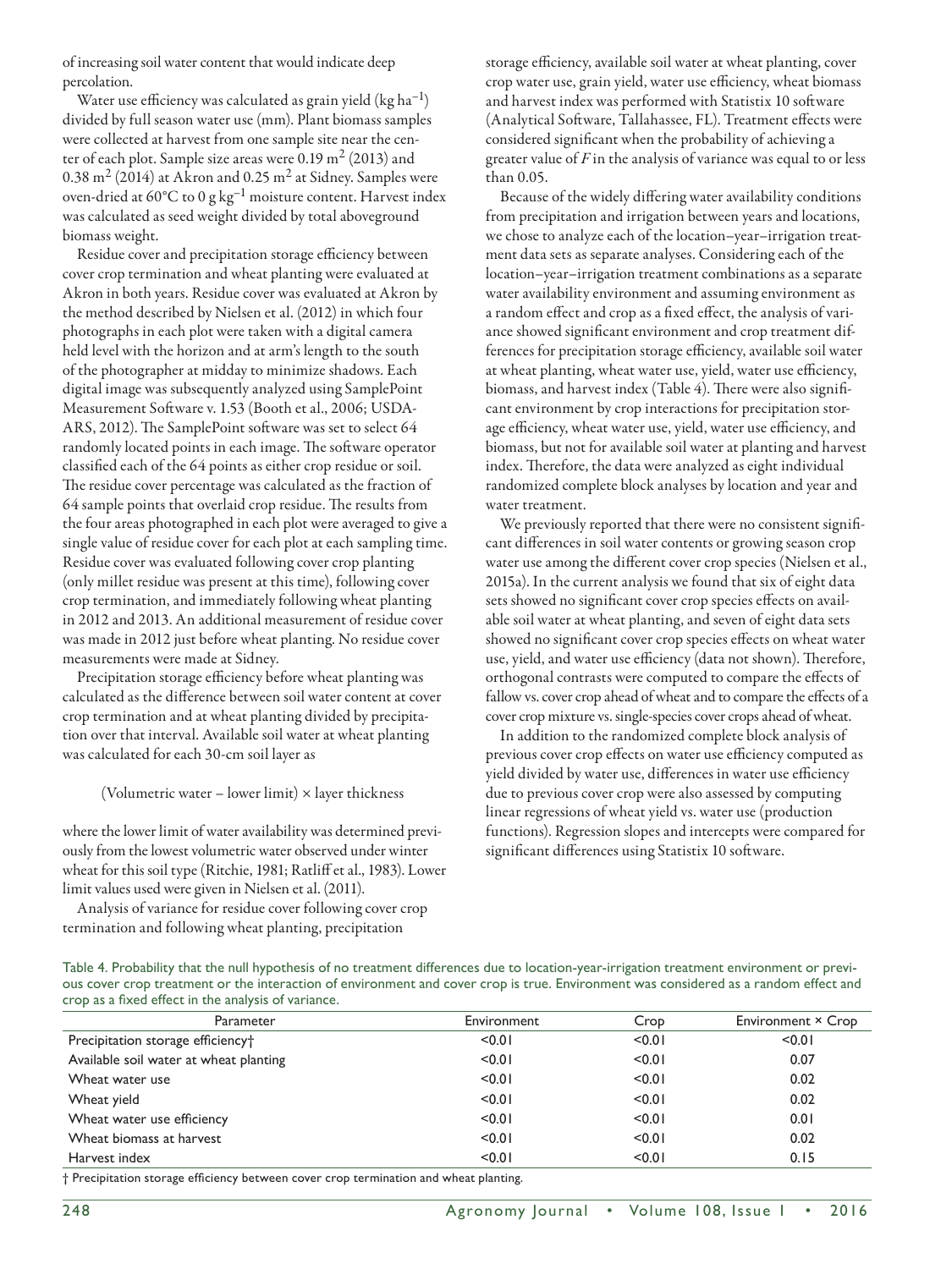of increasing soil water content that would indicate deep percolation.

Water use efficiency was calculated as grain yield (kg ha$^{-1}$) divided by full season water use (mm). Plant biomass samples were collected at harvest from one sample site near the center of each plot. Sample size areas were 0.19 m$^2$ (2013) and 0.38 m$^2$ (2014) at Akron and 0.25 m$^2$ at Sidney. Samples were oven-dried at 60°C to 0 g kg$^{-1}$ moisture content. Harvest index was calculated as seed weight divided by total aboveground biomass weight.

Residue cover and precipitation storage efficiency between cover crop termination and wheat planting were evaluated at Akron in both years. Residue cover was evaluated at Akron by the method described by Nielsen et al. (2012) in which four photographs in each plot were taken with a digital camera held level with the horizon and at arm's length to the south of the photographer at midday to minimize shadows. Each digital image was subsequently analyzed using SamplePoint Measurement Software v. 1.53 (Booth et al., 2006; USDA-ARS, 2012). The SamplePoint software was set to select 64 randomly located points in each image. The software operator classified each of the 64 points as either crop residue or soil. The residue cover percentage was calculated as the fraction of 64 sample points that overlaid crop residue. The results from the four areas photographed in each plot were averaged to give a single value of residue cover for each plot at each sampling time. Residue cover was evaluated following cover crop planting (only millet residue was present at this time), following cover crop termination, and immediately following wheat planting in 2012 and 2013. An additional measurement of residue cover was made in 2012 just before wheat planting. No residue cover measurements were made at Sidney.

Precipitation storage efficiency before wheat planting was calculated as the difference between soil water content at cover crop termination and at wheat planting divided by precipitation over that interval. Available soil water at wheat planting was calculated for each 30-cm soil layer as

$$(\text{Volumetric water} - \text{lower limit}) \times \text{layer thickness}$$

where the lower limit of water availability was determined previously from the lowest volumetric water observed under winter wheat for this soil type (Ritchie, 1981; Ratliff et al., 1983). Lower limit values used were given in Nielsen et al. (2011).

Analysis of variance for residue cover following cover crop termination and following wheat planting, precipitation storage efficiency, available soil water at wheat planting, cover crop water use, grain yield, water use efficiency, wheat biomass and harvest index was performed with Statistix 10 software (Analytical Software, Tallahassee, FL). Treatment effects were considered significant when the probability of achieving a greater value of $F$ in the analysis of variance was equal to or less than 0.05.

Because of the widely differing water availability conditions from precipitation and irrigation between years and locations, we chose to analyze each of the location–year–irrigation treatment data sets as separate analyses. Considering each of the location–year–irrigation treatment combinations as a separate water availability environment and assuming environment as a random effect and crop as a fixed effect, the analysis of variance showed significant environment and crop treatment differences for precipitation storage efficiency, available soil water at wheat planting, wheat water use, yield, water use efficiency, biomass, and harvest index (Table 4). There were also significant environment by crop interactions for precipitation storage efficiency, wheat water use, yield, water use efficiency, and biomass, but not for available soil water at planting and harvest index. Therefore, the data were analyzed as eight individual randomized complete block analyses by location and year and water treatment.

We previously reported that there were no consistent significant differences in soil water contents or growing season crop water use among the different cover crop species (Nielsen et al., 2015a). In the current analysis we found that six of eight data sets showed no significant cover crop species effects on available soil water at wheat planting, and seven of eight data sets showed no significant cover crop species effects on wheat water use, yield, and water use efficiency (data not shown). Therefore, orthogonal contrasts were computed to compare the effects of fallow vs. cover crop ahead of wheat and to compare the effects of a cover crop mixture vs. single-species cover crops ahead of wheat.

In addition to the randomized complete block analysis of previous cover crop effects on water use efficiency computed as yield divided by water use, differences in water use efficiency due to previous cover crop were also assessed by computing linear regressions of wheat yield vs. water use (production functions). Regression slopes and intercepts were compared for significant differences using Statistix 10 software.

Table 4. Probability that the null hypothesis of no treatment differences due to location-year-irrigation treatment environment or previous cover crop treatment or the interaction of environment and cover crop is true. Environment was considered as a random effect and crop as a fixed effect in the analysis of variance.

| Parameter | Environment | Crop | Environment × Crop |
|---|---|---|---|
| Precipitation storage efficiency† | <0.01 | <0.01 | <0.01 |
| Available soil water at wheat planting | <0.01 | <0.01 | 0.07 |
| Wheat water use | <0.01 | <0.01 | 0.02 |
| Wheat yield | <0.01 | <0.01 | 0.02 |
| Wheat water use efficiency | <0.01 | <0.01 | 0.01 |
| Wheat biomass at harvest | <0.01 | <0.01 | 0.02 |
| Harvest index | <0.01 | <0.01 | 0.15 |

† Precipitation storage efficiency between cover crop termination and wheat planting.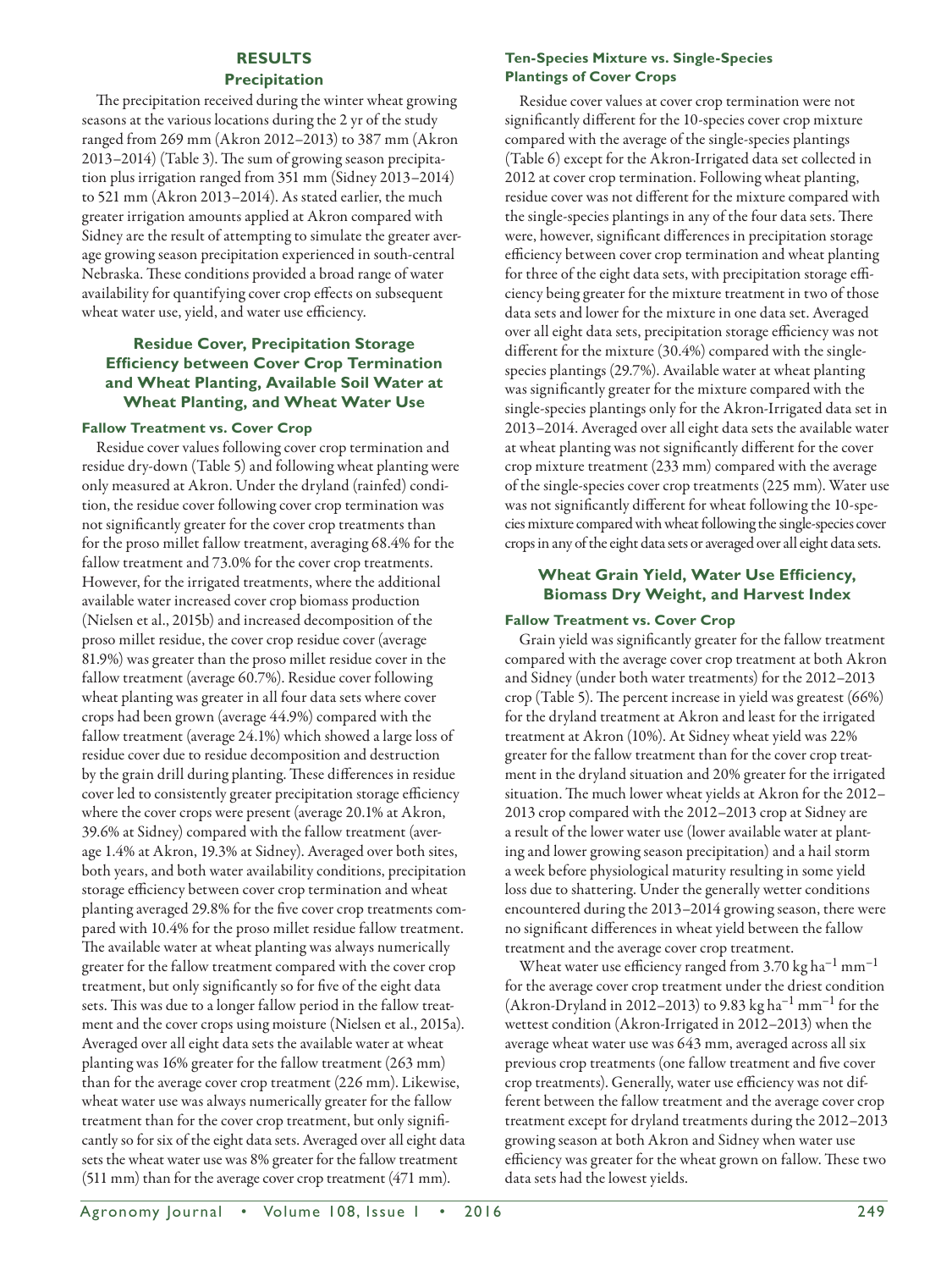## RESULTS

### Precipitation

The precipitation received during the winter wheat growing seasons at the various locations during the 2 yr of the study ranged from 269 mm (Akron 2012–2013) to 387 mm (Akron 2013–2014) (Table 3). The sum of growing season precipitation plus irrigation ranged from 351 mm (Sidney 2013–2014) to 521 mm (Akron 2013–2014). As stated earlier, the much greater irrigation amounts applied at Akron compared with Sidney are the result of attempting to simulate the greater average growing season precipitation experienced in south-central Nebraska. These conditions provided a broad range of water availability for quantifying cover crop effects on subsequent wheat water use, yield, and water use efficiency.

### Residue Cover, Precipitation Storage Efficiency between Cover Crop Termination and Wheat Planting, Available Soil Water at Wheat Planting, and Wheat Water Use

#### Fallow Treatment vs. Cover Crop

Residue cover values following cover crop termination and residue dry-down (Table 5) and following wheat planting were only measured at Akron. Under the dryland (rainfed) condition, the residue cover following cover crop termination was not significantly greater for the cover crop treatments than for the proso millet fallow treatment, averaging 68.4% for the fallow treatment and 73.0% for the cover crop treatments. However, for the irrigated treatments, where the additional available water increased cover crop biomass production (Nielsen et al., 2015b) and increased decomposition of the proso millet residue, the cover crop residue cover (average 81.9%) was greater than the proso millet residue cover in the fallow treatment (average 60.7%). Residue cover following wheat planting was greater in all four data sets where cover crops had been grown (average 44.9%) compared with the fallow treatment (average 24.1%) which showed a large loss of residue cover due to residue decomposition and destruction by the grain drill during planting. These differences in residue cover led to consistently greater precipitation storage efficiency where the cover crops were present (average 20.1% at Akron, 39.6% at Sidney) compared with the fallow treatment (average 1.4% at Akron, 19.3% at Sidney). Averaged over both sites, both years, and both water availability conditions, precipitation storage efficiency between cover crop termination and wheat planting averaged 29.8% for the five cover crop treatments compared with 10.4% for the proso millet residue fallow treatment. The available water at wheat planting was always numerically greater for the fallow treatment compared with the cover crop treatment, but only significantly so for five of the eight data sets. This was due to a longer fallow period in the fallow treatment and the cover crops using moisture (Nielsen et al., 2015a). Averaged over all eight data sets the available water at wheat planting was 16% greater for the fallow treatment (263 mm) than for the average cover crop treatment (226 mm). Likewise, wheat water use was always numerically greater for the fallow treatment than for the cover crop treatment, but only significantly so for six of the eight data sets. Averaged over all eight data sets the wheat water use was 8% greater for the fallow treatment (511 mm) than for the average cover crop treatment (471 mm).

#### Ten-Species Mixture vs. Single-Species Plantings of Cover Crops

Residue cover values at cover crop termination were not significantly different for the 10-species cover crop mixture compared with the average of the single-species plantings (Table 6) except for the Akron-Irrigated data set collected in 2012 at cover crop termination. Following wheat planting, residue cover was not different for the mixture compared with the single-species plantings in any of the four data sets. There were, however, significant differences in precipitation storage efficiency between cover crop termination and wheat planting for three of the eight data sets, with precipitation storage efficiency being greater for the mixture treatment in two of those data sets and lower for the mixture in one data set. Averaged over all eight data sets, precipitation storage efficiency was not different for the mixture (30.4%) compared with the single-species plantings (29.7%). Available water at wheat planting was significantly greater for the mixture compared with the single-species plantings only for the Akron-Irrigated data set in 2013–2014. Averaged over all eight data sets the available water at wheat planting was not significantly different for the cover crop mixture treatment (233 mm) compared with the average of the single-species cover crop treatments (225 mm). Water use was not significantly different for wheat following the 10-species mixture compared with wheat following the single-species cover crops in any of the eight data sets or averaged over all eight data sets.

### Wheat Grain Yield, Water Use Efficiency, Biomass Dry Weight, and Harvest Index

#### Fallow Treatment vs. Cover Crop

Grain yield was significantly greater for the fallow treatment compared with the average cover crop treatment at both Akron and Sidney (under both water treatments) for the 2012–2013 crop (Table 5). The percent increase in yield was greatest (66%) for the dryland treatment at Akron and least for the irrigated treatment at Akron (10%). At Sidney wheat yield was 22% greater for the fallow treatment than for the cover crop treatment in the dryland situation and 20% greater for the irrigated situation. The much lower wheat yields at Akron for the 2012–2013 crop compared with the 2012–2013 crop at Sidney are a result of the lower water use (lower available water at planting and lower growing season precipitation) and a hail storm a week before physiological maturity resulting in some yield loss due to shattering. Under the generally wetter conditions encountered during the 2013–2014 growing season, there were no significant differences in wheat yield between the fallow treatment and the average cover crop treatment.

Wheat water use efficiency ranged from 3.70 kg $ha^{-1}$ $mm^{-1}$ for the average cover crop treatment under the driest condition (Akron-Dryland in 2012–2013) to 9.83 kg $ha^{-1}$ $mm^{-1}$ for the wettest condition (Akron-Irrigated in 2012–2013) when the average wheat water use was 643 mm, averaged across all six previous crop treatments (one fallow treatment and five cover crop treatments). Generally, water use efficiency was not different between the fallow treatment and the average cover crop treatment except for dryland treatments during the 2012–2013 growing season at both Akron and Sidney when water use efficiency was greater for the wheat grown on fallow. These two data sets had the lowest yields.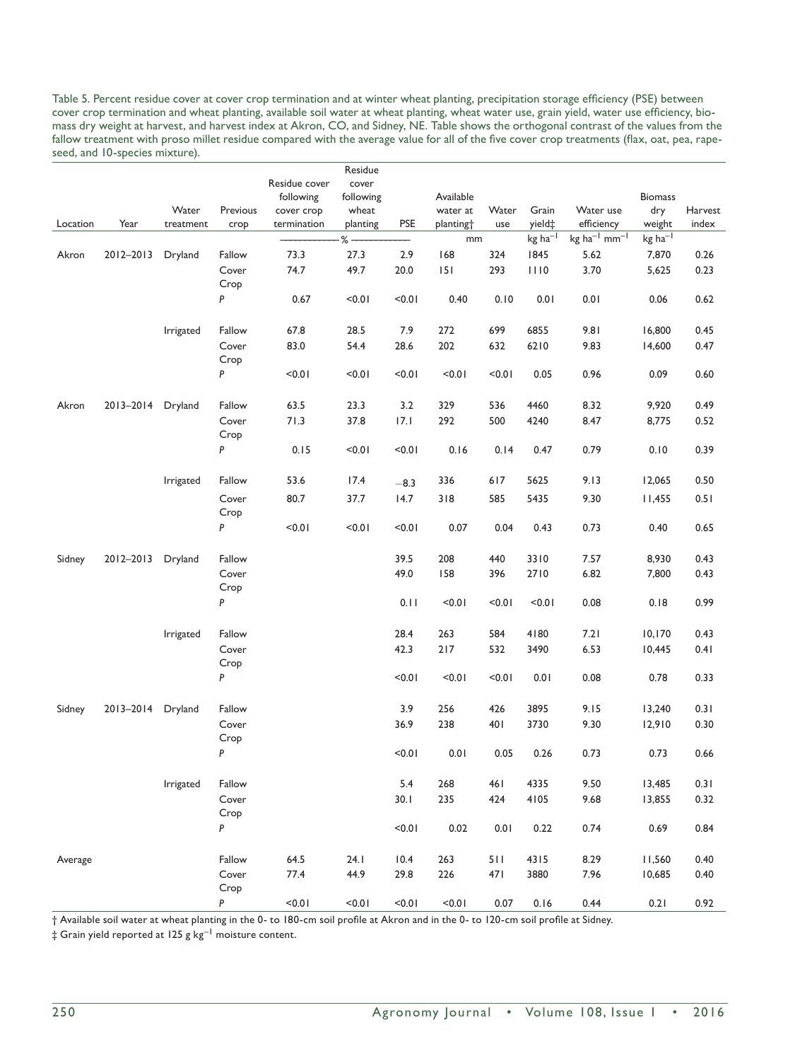Table 5. Percent residue cover at cover crop termination and at winter wheat planting, precipitation storage efficiency (PSE) between cover crop termination and wheat planting, available soil water at wheat planting, wheat water use, grain yield, water use efficiency, biomass dry weight at harvest, and harvest index at Akron, CO, and Sidney, NE. Table shows the orthogonal contrast of the values from the fallow treatment with proso millet residue compared with the average value for all of the five cover crop treatments (flax, oat, pea, rapeseed, and 10-species mixture).

| Location | Year | Water treatment | Previous crop | Residue cover following cover crop termination | Residue cover following wheat planting | PSE | Available water at planting† | Water use | Grain yield‡ | Water use efficiency | Biomass dry weight | Harvest index |
|---|---|---|---|---|---|---|---|---|---|---|---|---|
| | | | | % | | | mm | | kg ha$^{-1}$ | kg ha$^{-1}$ mm$^{-1}$ | kg ha$^{-1}$ | |
| Akron | 2012–2013 | Dryland | Fallow | 73.3 | 27.3 | 2.9 | 168 | 324 | 1845 | 5.62 | 7,870 | 0.26 |
| | | | Cover Crop | 74.7 | 49.7 | 20.0 | 151 | 293 | 1110 | 3.70 | 5,625 | 0.23 |
| | | | *P* | 0.67 | <0.01 | <0.01 | 0.40 | 0.10 | 0.01 | 0.01 | 0.06 | 0.62 |
| | | Irrigated | Fallow | 67.8 | 28.5 | 7.9 | 272 | 699 | 6855 | 9.81 | 16,800 | 0.45 |
| | | | Cover Crop | 83.0 | 54.4 | 28.6 | 202 | 632 | 6210 | 9.83 | 14,600 | 0.47 |
| | | | *P* | <0.01 | <0.01 | <0.01 | <0.01 | <0.01 | 0.05 | 0.96 | 0.09 | 0.60 |
| Akron | 2013–2014 | Dryland | Fallow | 63.5 | 23.3 | 3.2 | 329 | 536 | 4460 | 8.32 | 9,920 | 0.49 |
| | | | Cover Crop | 71.3 | 37.8 | 17.1 | 292 | 500 | 4240 | 8.47 | 8,775 | 0.52 |
| | | | *P* | 0.15 | <0.01 | <0.01 | 0.16 | 0.14 | 0.47 | 0.79 | 0.10 | 0.39 |
| | | Irrigated | Fallow | 53.6 | 17.4 | −8.3 | 336 | 617 | 5625 | 9.13 | 12,065 | 0.50 |
| | | | Cover Crop | 80.7 | 37.7 | 14.7 | 318 | 585 | 5435 | 9.30 | 11,455 | 0.51 |
| | | | *P* | <0.01 | <0.01 | <0.01 | 0.07 | 0.04 | 0.43 | 0.73 | 0.40 | 0.65 |
| Sidney | 2012–2013 | Dryland | Fallow | | | 39.5 | 208 | 440 | 3310 | 7.57 | 8,930 | 0.43 |
| | | | Cover Crop | | | 49.0 | 158 | 396 | 2710 | 6.82 | 7,800 | 0.43 |
| | | | *P* | | | 0.11 | <0.01 | <0.01 | <0.01 | 0.08 | 0.18 | 0.99 |
| | | Irrigated | Fallow | | | 28.4 | 263 | 584 | 4180 | 7.21 | 10,170 | 0.43 |
| | | | Cover Crop | | | 42.3 | 217 | 532 | 3490 | 6.53 | 10,445 | 0.41 |
| | | | *P* | | | <0.01 | <0.01 | <0.01 | 0.01 | 0.08 | 0.78 | 0.33 |
| Sidney | 2013–2014 | Dryland | Fallow | | | 3.9 | 256 | 426 | 3895 | 9.15 | 13,240 | 0.31 |
| | | | Cover Crop | | | 36.9 | 238 | 401 | 3730 | 9.30 | 12,910 | 0.30 |
| | | | *P* | | | <0.01 | 0.01 | 0.05 | 0.26 | 0.73 | 0.73 | 0.66 |
| | | Irrigated | Fallow | | | 5.4 | 268 | 461 | 4335 | 9.50 | 13,485 | 0.31 |
| | | | Cover Crop | | | 30.1 | 235 | 424 | 4105 | 9.68 | 13,855 | 0.32 |
| | | | *P* | | | <0.01 | 0.02 | 0.01 | 0.22 | 0.74 | 0.69 | 0.84 |
| Average | | | Fallow | 64.5 | 24.1 | 10.4 | 263 | 511 | 4315 | 8.29 | 11,560 | 0.40 |
| | | | Cover Crop | 77.4 | 44.9 | 29.8 | 226 | 471 | 3880 | 7.96 | 10,685 | 0.40 |
| | | | *P* | <0.01 | <0.01 | <0.01 | <0.01 | 0.07 | 0.16 | 0.44 | 0.21 | 0.92 |

† Available soil water at wheat planting in the 0- to 180-cm soil profile at Akron and in the 0- to 120-cm soil profile at Sidney.

‡ Grain yield reported at 125 g kg$^{-1}$ moisture content.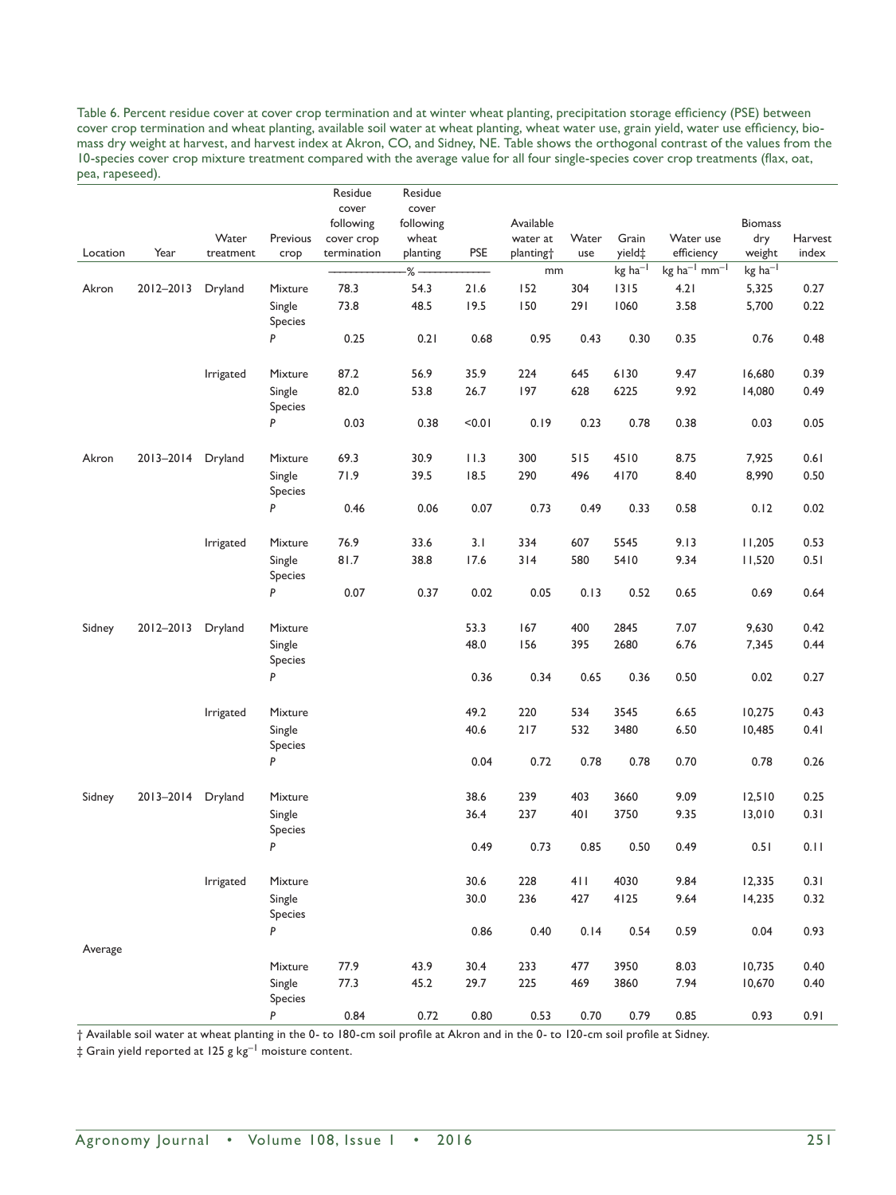Table 6. Percent residue cover at cover crop termination and at winter wheat planting, precipitation storage efficiency (PSE) between cover crop termination and wheat planting, available soil water at wheat planting, wheat water use, grain yield, water use efficiency, biomass dry weight at harvest, and harvest index at Akron, CO, and Sidney, NE. Table shows the orthogonal contrast of the values from the 10-species cover crop mixture treatment compared with the average value for all four single-species cover crop treatments (flax, oat, pea, rapeseed).

| Location | Year | Water treatment | Previous crop | Residue cover following cover crop termination | Residue cover following wheat planting | PSE | Available water at planting† | Water use | Grain yield‡ | Water use efficiency | Biomass dry weight | Harvest index |
|---|---|---|---|---|---|---|---|---|---|---|---|---|
| | | | | % | % | % | mm | mm | kg ha$^{-1}$ | kg ha$^{-1}$ mm$^{-1}$ | kg ha$^{-1}$ | |
| Akron | 2012–2013 | Dryland | Mixture | 78.3 | 54.3 | 21.6 | 152 | 304 | 1315 | 4.21 | 5,325 | 0.27 |
| | | | Single Species | 73.8 | 48.5 | 19.5 | 150 | 291 | 1060 | 3.58 | 5,700 | 0.22 |
| | | | *P* | 0.25 | 0.21 | 0.68 | 0.95 | 0.43 | 0.30 | 0.35 | 0.76 | 0.48 |
| | | Irrigated | Mixture | 87.2 | 56.9 | 35.9 | 224 | 645 | 6130 | 9.47 | 16,680 | 0.39 |
| | | | Single Species | 82.0 | 53.8 | 26.7 | 197 | 628 | 6225 | 9.92 | 14,080 | 0.49 |
| | | | *P* | 0.03 | 0.38 | <0.01 | 0.19 | 0.23 | 0.78 | 0.38 | 0.03 | 0.05 |
| Akron | 2013–2014 | Dryland | Mixture | 69.3 | 30.9 | 11.3 | 300 | 515 | 4510 | 8.75 | 7,925 | 0.61 |
| | | | Single Species | 71.9 | 39.5 | 18.5 | 290 | 496 | 4170 | 8.40 | 8,990 | 0.50 |
| | | | *P* | 0.46 | 0.06 | 0.07 | 0.73 | 0.49 | 0.33 | 0.58 | 0.12 | 0.02 |
| | | Irrigated | Mixture | 76.9 | 33.6 | 3.1 | 334 | 607 | 5545 | 9.13 | 11,205 | 0.53 |
| | | | Single Species | 81.7 | 38.8 | 17.6 | 314 | 580 | 5410 | 9.34 | 11,520 | 0.51 |
| | | | *P* | 0.07 | 0.37 | 0.02 | 0.05 | 0.13 | 0.52 | 0.65 | 0.69 | 0.64 |
| Sidney | 2012–2013 | Dryland | Mixture | | | 53.3 | 167 | 400 | 2845 | 7.07 | 9,630 | 0.42 |
| | | | Single Species | | | 48.0 | 156 | 395 | 2680 | 6.76 | 7,345 | 0.44 |
| | | | *P* | | | 0.36 | 0.34 | 0.65 | 0.36 | 0.50 | 0.02 | 0.27 |
| | | Irrigated | Mixture | | | 49.2 | 220 | 534 | 3545 | 6.65 | 10,275 | 0.43 |
| | | | Single Species | | | 40.6 | 217 | 532 | 3480 | 6.50 | 10,485 | 0.41 |
| | | | *P* | | | 0.04 | 0.72 | 0.78 | 0.78 | 0.70 | 0.78 | 0.26 |
| Sidney | 2013–2014 | Dryland | Mixture | | | 38.6 | 239 | 403 | 3660 | 9.09 | 12,510 | 0.25 |
| | | | Single Species | | | 36.4 | 237 | 401 | 3750 | 9.35 | 13,010 | 0.31 |
| | | | *P* | | | 0.49 | 0.73 | 0.85 | 0.50 | 0.49 | 0.51 | 0.11 |
| | | Irrigated | Mixture | | | 30.6 | 228 | 411 | 4030 | 9.84 | 12,335 | 0.31 |
| | | | Single Species | | | 30.0 | 236 | 427 | 4125 | 9.64 | 14,235 | 0.32 |
| | | | *P* | | | 0.86 | 0.40 | 0.14 | 0.54 | 0.59 | 0.04 | 0.93 |
| Average | | | Mixture | 77.9 | 43.9 | 30.4 | 233 | 477 | 3950 | 8.03 | 10,735 | 0.40 |
| | | | Single Species | 77.3 | 45.2 | 29.7 | 225 | 469 | 3860 | 7.94 | 10,670 | 0.40 |
| | | | *P* | 0.84 | 0.72 | 0.80 | 0.53 | 0.70 | 0.79 | 0.85 | 0.93 | 0.91 |

† Available soil water at wheat planting in the 0- to 180-cm soil profile at Akron and in the 0- to 120-cm soil profile at Sidney.

‡ Grain yield reported at 125 g kg$^{-1}$ moisture content.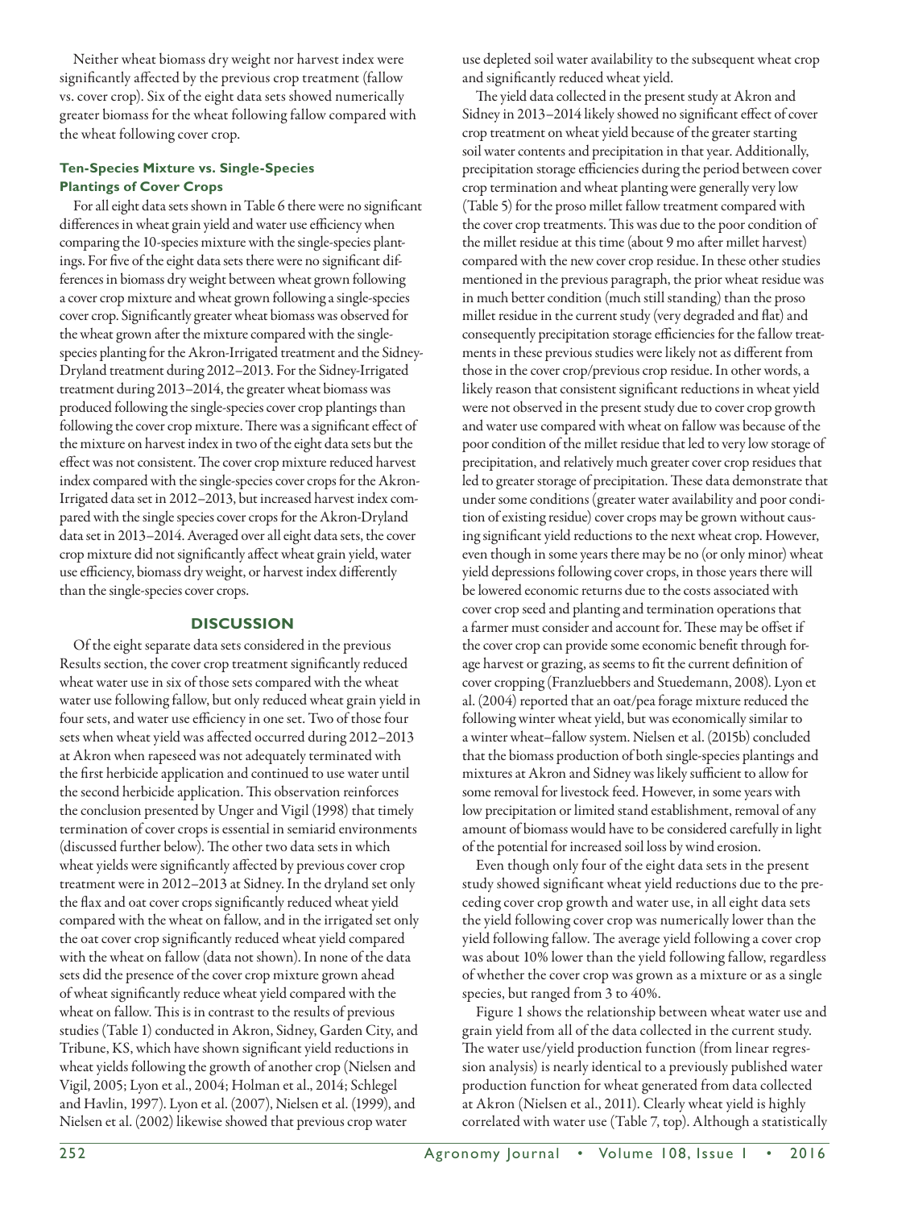Neither wheat biomass dry weight nor harvest index were significantly affected by the previous crop treatment (fallow vs. cover crop). Six of the eight data sets showed numerically greater biomass for the wheat following fallow compared with the wheat following cover crop.

### Ten-Species Mixture vs. Single-Species Plantings of Cover Crops

For all eight data sets shown in Table 6 there were no significant differences in wheat grain yield and water use efficiency when comparing the 10-species mixture with the single-species plantings. For five of the eight data sets there were no significant differences in biomass dry weight between wheat grown following a cover crop mixture and wheat grown following a single-species cover crop. Significantly greater wheat biomass was observed for the wheat grown after the mixture compared with the single-species planting for the Akron-Irrigated treatment and the Sidney-Dryland treatment during 2012–2013. For the Sidney-Irrigated treatment during 2013–2014, the greater wheat biomass was produced following the single-species cover crop plantings than following the cover crop mixture. There was a significant effect of the mixture on harvest index in two of the eight data sets but the effect was not consistent. The cover crop mixture reduced harvest index compared with the single-species cover crops for the Akron-Irrigated data set in 2012–2013, but increased harvest index compared with the single species cover crops for the Akron-Dryland data set in 2013–2014. Averaged over all eight data sets, the cover crop mixture did not significantly affect wheat grain yield, water use efficiency, biomass dry weight, or harvest index differently than the single-species cover crops.

## DISCUSSION

Of the eight separate data sets considered in the previous Results section, the cover crop treatment significantly reduced wheat water use in six of those sets compared with the wheat water use following fallow, but only reduced wheat grain yield in four sets, and water use efficiency in one set. Two of those four sets when wheat yield was affected occurred during 2012–2013 at Akron when rapeseed was not adequately terminated with the first herbicide application and continued to use water until the second herbicide application. This observation reinforces the conclusion presented by Unger and Vigil (1998) that timely termination of cover crops is essential in semiarid environments (discussed further below). The other two data sets in which wheat yields were significantly affected by previous cover crop treatment were in 2012–2013 at Sidney. In the dryland set only the flax and oat cover crops significantly reduced wheat yield compared with the wheat on fallow, and in the irrigated set only the oat cover crop significantly reduced wheat yield compared with the wheat on fallow (data not shown). In none of the data sets did the presence of the cover crop mixture grown ahead of wheat significantly reduce wheat yield compared with the wheat on fallow. This is in contrast to the results of previous studies (Table 1) conducted in Akron, Sidney, Garden City, and Tribune, KS, which have shown significant yield reductions in wheat yields following the growth of another crop (Nielsen and Vigil, 2005; Lyon et al., 2004; Holman et al., 2014; Schlegel and Havlin, 1997). Lyon et al. (2007), Nielsen et al. (1999), and Nielsen et al. (2002) likewise showed that previous crop water use depleted soil water availability to the subsequent wheat crop and significantly reduced wheat yield.

The yield data collected in the present study at Akron and Sidney in 2013–2014 likely showed no significant effect of cover crop treatment on wheat yield because of the greater starting soil water contents and precipitation in that year. Additionally, precipitation storage efficiencies during the period between cover crop termination and wheat planting were generally very low (Table 5) for the proso millet fallow treatment compared with the cover crop treatments. This was due to the poor condition of the millet residue at this time (about 9 mo after millet harvest) compared with the new cover crop residue. In these other studies mentioned in the previous paragraph, the prior wheat residue was in much better condition (much still standing) than the proso millet residue in the current study (very degraded and flat) and consequently precipitation storage efficiencies for the fallow treatments in these previous studies were likely not as different from those in the cover crop/previous crop residue. In other words, a likely reason that consistent significant reductions in wheat yield were not observed in the present study due to cover crop growth and water use compared with wheat on fallow was because of the poor condition of the millet residue that led to very low storage of precipitation, and relatively much greater cover crop residues that led to greater storage of precipitation. These data demonstrate that under some conditions (greater water availability and poor condition of existing residue) cover crops may be grown without causing significant yield reductions to the next wheat crop. However, even though in some years there may be no (or only minor) wheat yield depressions following cover crops, in those years there will be lowered economic returns due to the costs associated with cover crop seed and planting and termination operations that a farmer must consider and account for. These may be offset if the cover crop can provide some economic benefit through forage harvest or grazing, as seems to fit the current definition of cover cropping (Franzluebbers and Stuedemann, 2008). Lyon et al. (2004) reported that an oat/pea forage mixture reduced the following winter wheat yield, but was economically similar to a winter wheat–fallow system. Nielsen et al. (2015b) concluded that the biomass production of both single-species plantings and mixtures at Akron and Sidney was likely sufficient to allow for some removal for livestock feed. However, in some years with low precipitation or limited stand establishment, removal of any amount of biomass would have to be considered carefully in light of the potential for increased soil loss by wind erosion.

Even though only four of the eight data sets in the present study showed significant wheat yield reductions due to the preceding cover crop growth and water use, in all eight data sets the yield following cover crop was numerically lower than the yield following fallow. The average yield following a cover crop was about 10% lower than the yield following fallow, regardless of whether the cover crop was grown as a mixture or as a single species, but ranged from 3 to 40%.

Figure 1 shows the relationship between wheat water use and grain yield from all of the data collected in the current study. The water use/yield production function (from linear regression analysis) is nearly identical to a previously published water production function for wheat generated from data collected at Akron (Nielsen et al., 2011). Clearly wheat yield is highly correlated with water use (Table 7, top). Although a statistically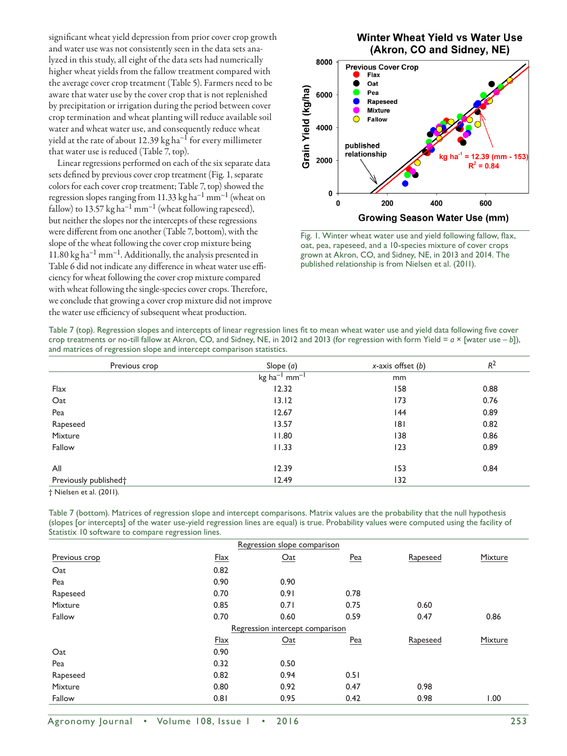significant wheat yield depression from prior cover crop growth and water use was not consistently seen in the data sets analyzed in this study, all eight of the data sets had numerically higher wheat yields from the fallow treatment compared with the average cover crop treatment (Table 5). Farmers need to be aware that water use by the cover crop that is not replenished by precipitation or irrigation during the period between cover crop termination and wheat planting will reduce available soil water and wheat water use, and consequently reduce wheat yield at the rate of about 12.39 kg ha$^{-1}$ for every millimeter that water use is reduced (Table 7, top).

Linear regressions performed on each of the six separate data sets defined by previous cover crop treatment (Fig. 1, separate colors for each cover crop treatment; Table 7, top) showed the regression slopes ranging from 11.33 kg ha$^{-1}$ mm$^{-1}$ (wheat on fallow) to 13.57 kg ha$^{-1}$ mm$^{-1}$ (wheat following rapeseed), but neither the slopes nor the intercepts of these regressions were different from one another (Table 7, bottom), with the slope of the wheat following the cover crop mixture being 11.80 kg ha$^{-1}$ mm$^{-1}$. Additionally, the analysis presented in Table 6 did not indicate any difference in wheat water use efficiency for wheat following the cover crop mixture compared with wheat following the single-species cover crops. Therefore, we conclude that growing a cover crop mixture did not improve the water use efficiency of subsequent wheat production.

Fig. 1. Winter wheat water use and yield following fallow, flax, oat, pea, rapeseed, and a 10-species mixture of cover crops grown at Akron, CO, and Sidney, NE, in 2013 and 2014. The published relationship is from Nielsen et al. (2011).

Table 7 (top). Regression slopes and intercepts of linear regression lines fit to mean wheat water use and yield data following five cover crop treatments or no-till fallow at Akron, CO, and Sidney, NE, in 2012 and 2013 (for regression with form Yield = $a$ × [water use – $b$]), and matrices of regression slope and intercept comparison statistics.

| Previous crop | Slope ($a$) | $x$-axis offset ($b$) | $R^2$ |
|---|---|---|---|
| | kg ha$^{-1}$ mm$^{-1}$ | mm | |
| Flax | 12.32 | 158 | 0.88 |
| Oat | 13.12 | 173 | 0.76 |
| Pea | 12.67 | 144 | 0.89 |
| Rapeseed | 13.57 | 181 | 0.82 |
| Mixture | 11.80 | 138 | 0.86 |
| Fallow | 11.33 | 123 | 0.89 |
| All | 12.39 | 153 | 0.84 |
| Previously published† | 12.49 | 132 | |

† Nielsen et al. (2011).

Table 7 (bottom). Matrices of regression slope and intercept comparisons. Matrix values are the probability that the null hypothesis (slopes [or intercepts] of the water use-yield regression lines are equal) is true. Probability values were computed using the facility of Statistix 10 software to compare regression lines.

| Previous crop | Flax | Oat | Pea | Rapeseed | Mixture |
|---|---|---|---|---|---|
| | | Regression slope comparison | | | |
| Oat | 0.82 | | | | |
| Pea | 0.90 | 0.90 | | | |
| Rapeseed | 0.70 | 0.91 | 0.78 | | |
| Mixture | 0.85 | 0.71 | 0.75 | 0.60 | |
| Fallow | 0.70 | 0.60 | 0.59 | 0.47 | 0.86 |
| | | Regression intercept comparison | | | |
| | Flax | Oat | Pea | Rapeseed | Mixture |
| Oat | 0.90 | | | | |
| Pea | 0.32 | 0.50 | | | |
| Rapeseed | 0.82 | 0.94 | 0.51 | | |
| Mixture | 0.80 | 0.92 | 0.47 | 0.98 | |
| Fallow | 0.81 | 0.95 | 0.42 | 0.98 | 1.00 |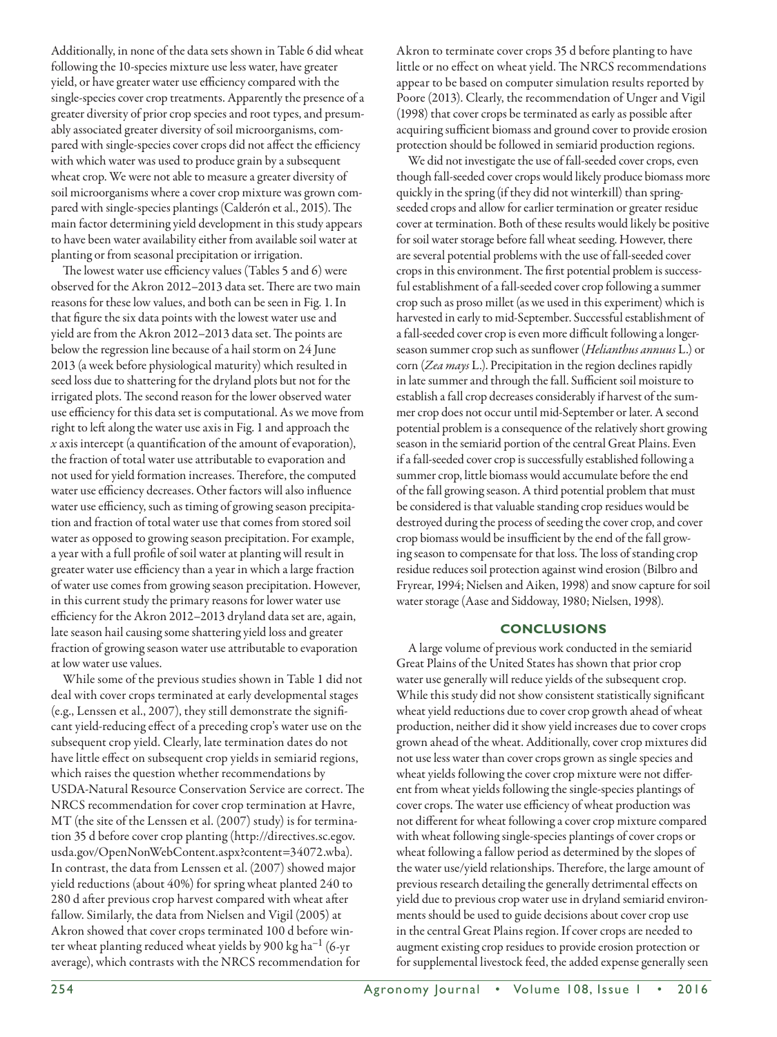Additionally, in none of the data sets shown in Table 6 did wheat following the 10-species mixture use less water, have greater yield, or have greater water use efficiency compared with the single-species cover crop treatments. Apparently the presence of a greater diversity of prior crop species and root types, and presumably associated greater diversity of soil microorganisms, compared with single-species cover crops did not affect the efficiency with which water was used to produce grain by a subsequent wheat crop. We were not able to measure a greater diversity of soil microorganisms where a cover crop mixture was grown compared with single-species plantings (Calderón et al., 2015). The main factor determining yield development in this study appears to have been water availability either from available soil water at planting or from seasonal precipitation or irrigation.

The lowest water use efficiency values (Tables 5 and 6) were observed for the Akron 2012–2013 data set. There are two main reasons for these low values, and both can be seen in Fig. 1. In that figure the six data points with the lowest water use and yield are from the Akron 2012–2013 data set. The points are below the regression line because of a hail storm on 24 June 2013 (a week before physiological maturity) which resulted in seed loss due to shattering for the dryland plots but not for the irrigated plots. The second reason for the lower observed water use efficiency for this data set is computational. As we move from right to left along the water use axis in Fig. 1 and approach the *x* axis intercept (a quantification of the amount of evaporation), the fraction of total water use attributable to evaporation and not used for yield formation increases. Therefore, the computed water use efficiency decreases. Other factors will also influence water use efficiency, such as timing of growing season precipitation and fraction of total water use that comes from stored soil water as opposed to growing season precipitation. For example, a year with a full profile of soil water at planting will result in greater water use efficiency than a year in which a large fraction of water use comes from growing season precipitation. However, in this current study the primary reasons for lower water use efficiency for the Akron 2012–2013 dryland data set are, again, late season hail causing some shattering yield loss and greater fraction of growing season water use attributable to evaporation at low water use values.

While some of the previous studies shown in Table 1 did not deal with cover crops terminated at early developmental stages (e.g., Lenssen et al., 2007), they still demonstrate the significant yield-reducing effect of a preceding crop's water use on the subsequent crop yield. Clearly, late termination dates do not have little effect on subsequent crop yields in semiarid regions, which raises the question whether recommendations by USDA-Natural Resource Conservation Service are correct. The NRCS recommendation for cover crop termination at Havre, MT (the site of the Lenssen et al. (2007) study) is for termination 35 d before cover crop planting (http://directives.sc.egov.usda.gov/OpenNonWebContent.aspx?content=34072.wba). In contrast, the data from Lenssen et al. (2007) showed major yield reductions (about 40%) for spring wheat planted 240 to 280 d after previous crop harvest compared with wheat after fallow. Similarly, the data from Nielsen and Vigil (2005) at Akron showed that cover crops terminated 100 d before winter wheat planting reduced wheat yields by 900 kg ha$^{-1}$ (6-yr average), which contrasts with the NRCS recommendation for Akron to terminate cover crops 35 d before planting to have little or no effect on wheat yield. The NRCS recommendations appear to be based on computer simulation results reported by Poore (2013). Clearly, the recommendation of Unger and Vigil (1998) that cover crops be terminated as early as possible after acquiring sufficient biomass and ground cover to provide erosion protection should be followed in semiarid production regions.

We did not investigate the use of fall-seeded cover crops, even though fall-seeded cover crops would likely produce biomass more quickly in the spring (if they did not winterkill) than spring-seeded crops and allow for earlier termination or greater residue cover at termination. Both of these results would likely be positive for soil water storage before fall wheat seeding. However, there are several potential problems with the use of fall-seeded cover crops in this environment. The first potential problem is successful establishment of a fall-seeded cover crop following a summer crop such as proso millet (as we used in this experiment) which is harvested in early to mid-September. Successful establishment of a fall-seeded cover crop is even more difficult following a longer-season summer crop such as sunflower (*Helianthus annuus* L.) or corn (*Zea mays* L.). Precipitation in the region declines rapidly in late summer and through the fall. Sufficient soil moisture to establish a fall crop decreases considerably if harvest of the summer crop does not occur until mid-September or later. A second potential problem is a consequence of the relatively short growing season in the semiarid portion of the central Great Plains. Even if a fall-seeded cover crop is successfully established following a summer crop, little biomass would accumulate before the end of the fall growing season. A third potential problem that must be considered is that valuable standing crop residues would be destroyed during the process of seeding the cover crop, and cover crop biomass would be insufficient by the end of the fall growing season to compensate for that loss. The loss of standing crop residue reduces soil protection against wind erosion (Bilbro and Fryrear, 1994; Nielsen and Aiken, 1998) and snow capture for soil water storage (Aase and Siddoway, 1980; Nielsen, 1998).

## CONCLUSIONS

A large volume of previous work conducted in the semiarid Great Plains of the United States has shown that prior crop water use generally will reduce yields of the subsequent crop. While this study did not show consistent statistically significant wheat yield reductions due to cover crop growth ahead of wheat production, neither did it show yield increases due to cover crops grown ahead of the wheat. Additionally, cover crop mixtures did not use less water than cover crops grown as single species and wheat yields following the cover crop mixture were not different from wheat yields following the single-species plantings of cover crops. The water use efficiency of wheat production was not different for wheat following a cover crop mixture compared with wheat following single-species plantings of cover crops or wheat following a fallow period as determined by the slopes of the water use/yield relationships. Therefore, the large amount of previous research detailing the generally detrimental effects on yield due to previous crop water use in dryland semiarid environments should be used to guide decisions about cover crop use in the central Great Plains region. If cover crops are needed to augment existing crop residues to provide erosion protection or for supplemental livestock feed, the added expense generally seen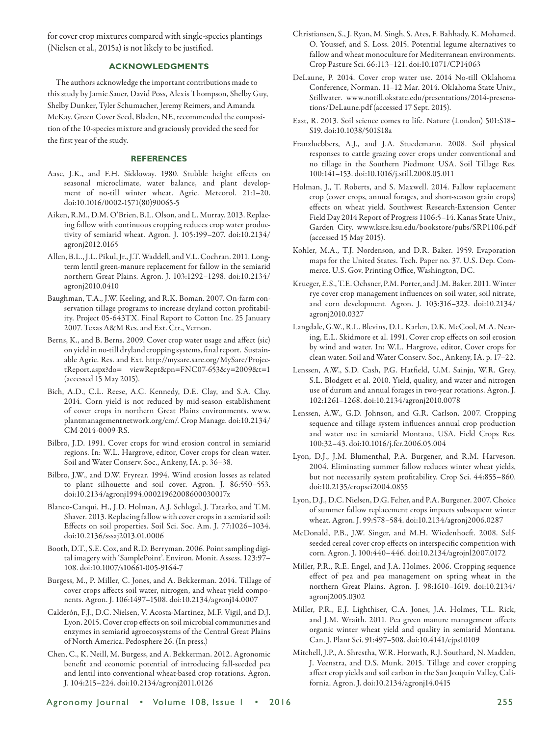for cover crop mixtures compared with single-species plantings (Nielsen et al., 2015a) is not likely to be justified.

## ACKNOWLEDGMENTS

The authors acknowledge the important contributions made to this study by Jamie Sauer, David Poss, Alexis Thompson, Shelby Guy, Shelby Dunker, Tyler Schumacher, Jeremy Reimers, and Amanda McKay. Green Cover Seed, Bladen, NE, recommended the composition of the 10-species mixture and graciously provided the seed for the first year of the study.

## REFERENCES

Aase, J.K., and F.H. Siddoway. 1980. Stubble height effects on seasonal microclimate, water balance, and plant development of no-till winter wheat. Agric. Meteorol. 21:1–20. doi:10.1016/0002-1571(80)90065-5

Aiken, R.M., D.M. O'Brien, B.L. Olson, and L. Murray. 2013. Replacing fallow with continuous cropping reduces crop water productivity of semiarid wheat. Agron. J. 105:199–207. doi:10.2134/agronj2012.0165

Allen, B.L., J.L. Pikul, Jr., J.T. Waddell, and V.L. Cochran. 2011. Long-term lentil green-manure replacement for fallow in the semiarid northern Great Plains. Agron. J. 103:1292–1298. doi:10.2134/agronj2010.0410

Baughman, T.A., J.W. Keeling, and R.K. Boman. 2007. On-farm conservation tillage programs to increase dryland cotton profitability. Project 05-643TX. Final Report to Cotton Inc. 25 January 2007. Texas A&M Res. and Ext. Ctr., Vernon.

Berns, K., and B. Berns. 2009. Cover crop water usage and affect (sic) on yield in no-till dryland cropping systems, final report. Sustainable Agric. Res. and Ext. http://mysare.sare.org/MySare/ProjectReport.aspx?do= viewRept&pn=FNC07-653&y=2009&t=1 (accessed 15 May 2015).

Bich, A.D., C.L. Reese, A.C. Kennedy, D.E. Clay, and S.A. Clay. 2014. Corn yield is not reduced by mid-season establishment of cover crops in northern Great Plains environments. www.plantmanagementnetwork.org/cm/. Crop Manage. doi:10.2134/CM-2014-0009-RS.

Bilbro, J.D. 1991. Cover crops for wind erosion control in semiarid regions. In: W.L. Hargrove, editor, Cover crops for clean water. Soil and Water Conserv. Soc., Ankeny, IA. p. 36–38.

Bilbro, J.W., and D.W. Fryrear. 1994. Wind erosion losses as related to plant silhouette and soil cover. Agron. J. 86:550–553. doi:10.2134/agronj1994.00021962008600030017x

Blanco-Canqui, H., J.D. Holman, A.J. Schlegel, J. Tatarko, and T.M. Shaver. 2013. Replacing fallow with cover crops in a semiarid soil: Effects on soil properties. Soil Sci. Soc. Am. J. 77:1026–1034. doi:10.2136/sssaj2013.01.0006

Booth, D.T., S.E. Cox, and R.D. Berryman. 2006. Point sampling digital imagery with 'SamplePoint'. Environ. Monit. Assess. 123:97–108. doi:10.1007/s10661-005-9164-7

Burgess, M., P. Miller, C. Jones, and A. Bekkerman. 2014. Tillage of cover crops affects soil water, nitrogen, and wheat yield components. Agron. J. 106:1497–1508. doi:10.2134/agronj14.0007

Calderón, F.J., D.C. Nielsen, V. Acosta-Martinez, M.F. Vigil, and D.J. Lyon. 2015. Cover crop effects on soil microbial communities and enzymes in semiarid agroecosystems of the Central Great Plains of North America. Pedosphere 26. (In press.)

Chen, C., K. Neill, M. Burgess, and A. Bekkerman. 2012. Agronomic benefit and economic potential of introducing fall-seeded pea and lentil into conventional wheat-based crop rotations. Agron. J. 104:215–224. doi:10.2134/agronj2011.0126

Christiansen, S., J. Ryan, M. Singh, S. Ates, F. Bahhady, K. Mohamed, O. Youssef, and S. Loss. 2015. Potential legume alternatives to fallow and wheat monoculture for Mediterranean environments. Crop Pasture Sci. 66:113–121. doi:10.1071/CP14063

DeLaune, P. 2014. Cover crop water use. 2014 No-till Oklahoma Conference, Norman. 11–12 Mar. 2014. Oklahoma State Univ., Stillwater. www.notill.okstate.edu/presentations/2014-presenations/DeLaune.pdf (accessed 17 Sept. 2015).

East, R. 2013. Soil science comes to life. Nature (London) 501:S18–S19. doi:10.1038/501S18a

Franzluebbers, A.J., and J.A. Stuedemann. 2008. Soil physical responses to cattle grazing cover crops under conventional and no tillage in the Southern Piedmont USA. Soil Tillage Res. 100:141–153. doi:10.1016/j.still.2008.05.011

Holman, J., T. Roberts, and S. Maxwell. 2014. Fallow replacement crop (cover crops, annual forages, and short-season grain crops) effects on wheat yield. Southwest Research-Extension Center Field Day 2014 Report of Progress 1106:5–14. Kanas State Univ., Garden City. www.ksre.ksu.edu/bookstore/pubs/SRP1106.pdf (accessed 15 May 2015).

Kohler, M.A., T.J. Nordenson, and D.R. Baker. 1959. Evaporation maps for the United States. Tech. Paper no. 37. U.S. Dep. Commerce. U.S. Gov. Printing Office, Washington, DC.

Krueger, E.S., T.E. Ochsner, P.M. Porter, and J.M. Baker. 2011. Winter rye cover crop management influences on soil water, soil nitrate, and corn development. Agron. J. 103:316–323. doi:10.2134/agronj2010.0327

Langdale, G.W., R.L. Blevins, D.L. Karlen, D.K. McCool, M.A. Nearing, E.L. Skidmore et al. 1991. Cover crop effects on soil erosion by wind and water. In: W.L. Hargrove, editor, Cover crops for clean water. Soil and Water Conserv. Soc., Ankeny, IA. p. 17–22.

Lenssen, A.W., S.D. Cash, P.G. Hatfield, U.M. Sainju, W.R. Grey, S.L. Blodgett et al. 2010. Yield, quality, and water and nitrogen use of durum and annual forages in two-year rotations. Agron. J. 102:1261–1268. doi:10.2134/agronj2010.0078

Lenssen, A.W., G.D. Johnson, and G.R. Carlson. 2007. Cropping sequence and tillage system influences annual crop production and water use in semiarid Montana, USA. Field Crops Res. 100:32–43. doi:10.1016/j.fcr.2006.05.004

Lyon, D.J., J.M. Blumenthal, P.A. Burgener, and R.M. Harveson. 2004. Eliminating summer fallow reduces winter wheat yields, but not necessarily system profitability. Crop Sci. 44:855–860. doi:10.2135/cropsci2004.0855

Lyon, D.J., D.C. Nielsen, D.G. Felter, and P.A. Burgener. 2007. Choice of summer fallow replacement crops impacts subsequent winter wheat. Agron. J. 99:578–584. doi:10.2134/agronj2006.0287

McDonald, P.B., J.W. Singer, and M.H. Wiedenhoeft. 2008. Self-seeded cereal cover crop effects on interspecific competition with corn. Agron. J. 100:440–446. doi:10.2134/agrojnl2007.0172

Miller, P.R., R.E. Engel, and J.A. Holmes. 2006. Cropping sequence effect of pea and pea management on spring wheat in the northern Great Plains. Agron. J. 98:1610–1619. doi:10.2134/agronj2005.0302

Miller, P.R., E.J. Lighthiser, C.A. Jones, J.A. Holmes, T.L. Rick, and J.M. Wraith. 2011. Pea green manure management affects organic winter wheat yield and quality in semiarid Montana. Can. J. Plant Sci. 91:497–508. doi:10.4141/cjps10109

Mitchell, J.P., A. Shrestha, W.R. Horwath, R.J. Southard, N. Madden, J. Veenstra, and D.S. Munk. 2015. Tillage and cover cropping affect crop yields and soil carbon in the San Joaquin Valley, California. Agron. J. doi:10.2134/agronj14.0415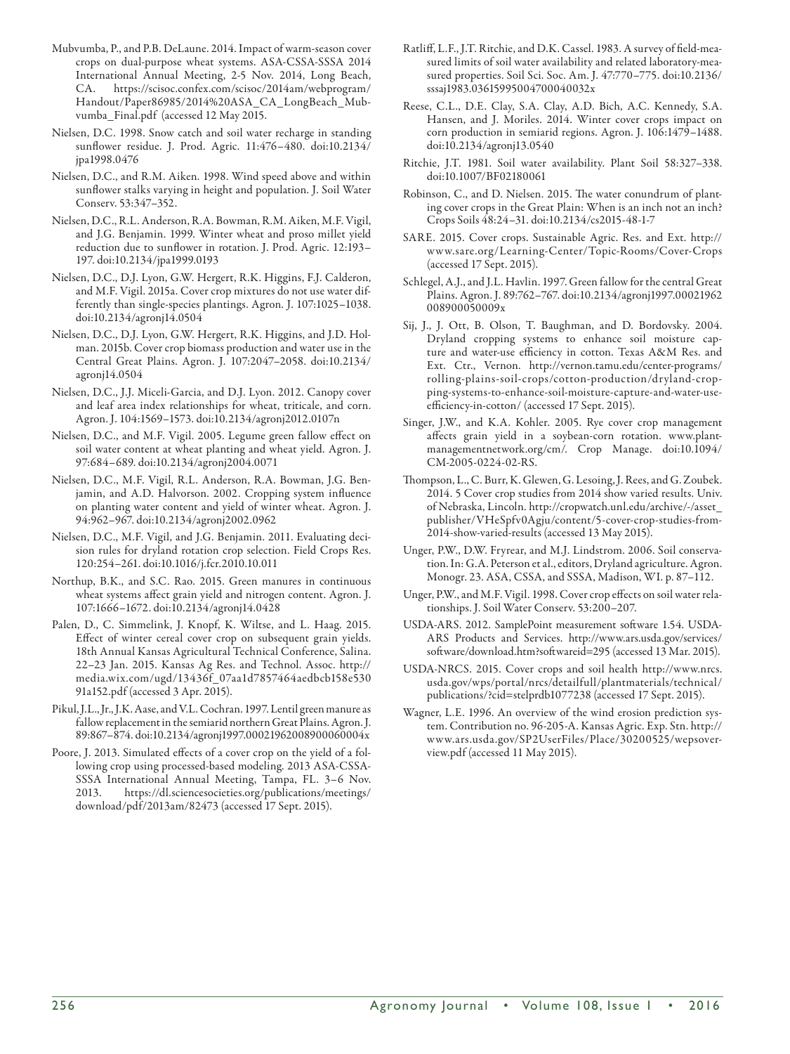Mubvumba, P., and P.B. DeLaune. 2014. Impact of warm-season cover crops on dual-purpose wheat systems. ASA-CSSA-SSSA 2014 International Annual Meeting, 2-5 Nov. 2014, Long Beach, CA. https://scisoc.confex.com/scisoc/2014am/webprogram/Handout/Paper86985/2014%20ASA_CA_LongBeach_Mubvumba_Final.pdf (accessed 12 May 2015.

Nielsen, D.C. 1998. Snow catch and soil water recharge in standing sunflower residue. J. Prod. Agric. 11:476–480. doi:10.2134/jpa1998.0476

Nielsen, D.C., and R.M. Aiken. 1998. Wind speed above and within sunflower stalks varying in height and population. J. Soil Water Conserv. 53:347–352.

Nielsen, D.C., R.L. Anderson, R.A. Bowman, R.M. Aiken, M.F. Vigil, and J.G. Benjamin. 1999. Winter wheat and proso millet yield reduction due to sunflower in rotation. J. Prod. Agric. 12:193–197. doi:10.2134/jpa1999.0193

Nielsen, D.C., D.J. Lyon, G.W. Hergert, R.K. Higgins, F.J. Calderon, and M.F. Vigil. 2015a. Cover crop mixtures do not use water differently than single-species plantings. Agron. J. 107:1025–1038. doi:10.2134/agronj14.0504

Nielsen, D.C., D.J. Lyon, G.W. Hergert, R.K. Higgins, and J.D. Holman. 2015b. Cover crop biomass production and water use in the Central Great Plains. Agron. J. 107:2047–2058. doi:10.2134/agronj14.0504

Nielsen, D.C., J.J. Miceli-Garcia, and D.J. Lyon. 2012. Canopy cover and leaf area index relationships for wheat, triticale, and corn. Agron. J. 104:1569–1573. doi:10.2134/agronj2012.0107n

Nielsen, D.C., and M.F. Vigil. 2005. Legume green fallow effect on soil water content at wheat planting and wheat yield. Agron. J. 97:684–689. doi:10.2134/agronj2004.0071

Nielsen, D.C., M.F. Vigil, R.L. Anderson, R.A. Bowman, J.G. Benjamin, and A.D. Halvorson. 2002. Cropping system influence on planting water content and yield of winter wheat. Agron. J. 94:962–967. doi:10.2134/agronj2002.0962

Nielsen, D.C., M.F. Vigil, and J.G. Benjamin. 2011. Evaluating decision rules for dryland rotation crop selection. Field Crops Res. 120:254–261. doi:10.1016/j.fcr.2010.10.011

Northup, B.K., and S.C. Rao. 2015. Green manures in continuous wheat systems affect grain yield and nitrogen content. Agron. J. 107:1666–1672. doi:10.2134/agronj14.0428

Palen, D., C. Simmelink, J. Knopf, K. Wiltse, and L. Haag. 2015. Effect of winter cereal cover crop on subsequent grain yields. 18th Annual Kansas Agricultural Technical Conference, Salina. 22–23 Jan. 2015. Kansas Ag Res. and Technol. Assoc. http://media.wix.com/ugd/13436f_07aa1d7857464aedbcb158e53091a152.pdf (accessed 3 Apr. 2015).

Pikul, J.L., Jr., J.K. Aase, and V.L. Cochran. 1997. Lentil green manure as fallow replacement in the semiarid northern Great Plains. Agron. J. 89:867–874. doi:10.2134/agronj1997.00021962008900060004x

Poore, J. 2013. Simulated effects of a cover crop on the yield of a following crop using processed-based modeling. 2013 ASA-CSSA-SSSA International Annual Meeting, Tampa, FL. 3–6 Nov. 2013. https://dl.sciencesocieties.org/publications/meetings/download/pdf/2013am/82473 (accessed 17 Sept. 2015).

Ratliff, L.F., J.T. Ritchie, and D.K. Cassel. 1983. A survey of field-measured limits of soil water availability and related laboratory-measured properties. Soil Sci. Soc. Am. J. 47:770–775. doi:10.2136/sssaj1983.03615995004700040032x

Reese, C.L., D.E. Clay, S.A. Clay, A.D. Bich, A.C. Kennedy, S.A. Hansen, and J. Moriles. 2014. Winter cover crops impact on corn production in semiarid regions. Agron. J. 106:1479–1488. doi:10.2134/agronj13.0540

Ritchie, J.T. 1981. Soil water availability. Plant Soil 58:327–338. doi:10.1007/BF02180061

Robinson, C., and D. Nielsen. 2015. The water conundrum of planting cover crops in the Great Plain: When is an inch not an inch? Crops Soils 48:24–31. doi:10.2134/cs2015-48-1-7

SARE. 2015. Cover crops. Sustainable Agric. Res. and Ext. http://www.sare.org/Learning-Center/Topic-Rooms/Cover-Crops (accessed 17 Sept. 2015).

Schlegel, A.J., and J.L. Havlin. 1997. Green fallow for the central Great Plains. Agron. J. 89:762–767. doi:10.2134/agronj1997.00021962008900050009x

Sij, J., J. Ott, B. Olson, T. Baughman, and D. Bordovsky. 2004. Dryland cropping systems to enhance soil moisture capture and water-use efficiency in cotton. Texas A&M Res. and Ext. Ctr., Vernon. http://vernon.tamu.edu/center-programs/rolling-plains-soil-crops/cotton-production/dryland-cropping-systems-to-enhance-soil-moisture-capture-and-water-use-efficiency-in-cotton/ (accessed 17 Sept. 2015).

Singer, J.W., and K.A. Kohler. 2005. Rye cover crop management affects grain yield in a soybean-corn rotation. www.plantmanagementnetwork.org/cm/. Crop Manage. doi:10.1094/CM-2005-0224-02-RS.

Thompson, L., C. Burr, K. Glewen, G. Lesoing, J. Rees, and G. Zoubek. 2014. 5 Cover crop studies from 2014 show varied results. Univ. of Nebraska, Lincoln. http://cropwatch.unl.edu/archive/-/asset_publisher/VHeSpfv0Agju/content/5-cover-crop-studies-from-2014-show-varied-results (accessed 13 May 2015).

Unger, P.W., D.W. Fryrear, and M.J. Lindstrom. 2006. Soil conservation. In: G.A. Peterson et al., editors, Dryland agriculture. Agron. Monogr. 23. ASA, CSSA, and SSSA, Madison, WI. p. 87–112.

Unger, P.W., and M.F. Vigil. 1998. Cover crop effects on soil water relationships. J. Soil Water Conserv. 53:200–207.

USDA-ARS. 2012. SamplePoint measurement software 1.54. USDA-ARS Products and Services. http://www.ars.usda.gov/services/software/download.htm?softwareid=295 (accessed 13 Mar. 2015).

USDA-NRCS. 2015. Cover crops and soil health http://www.nrcs.usda.gov/wps/portal/nrcs/detailfull/plantmaterials/technical/publications/?cid=stelprdb1077238 (accessed 17 Sept. 2015).

Wagner, L.E. 1996. An overview of the wind erosion prediction system. Contribution no. 96-205-A. Kansas Agric. Exp. Stn. http://www.ars.usda.gov/SP2UserFiles/Place/30200525/wepsoverview.pdf (accessed 11 May 2015).